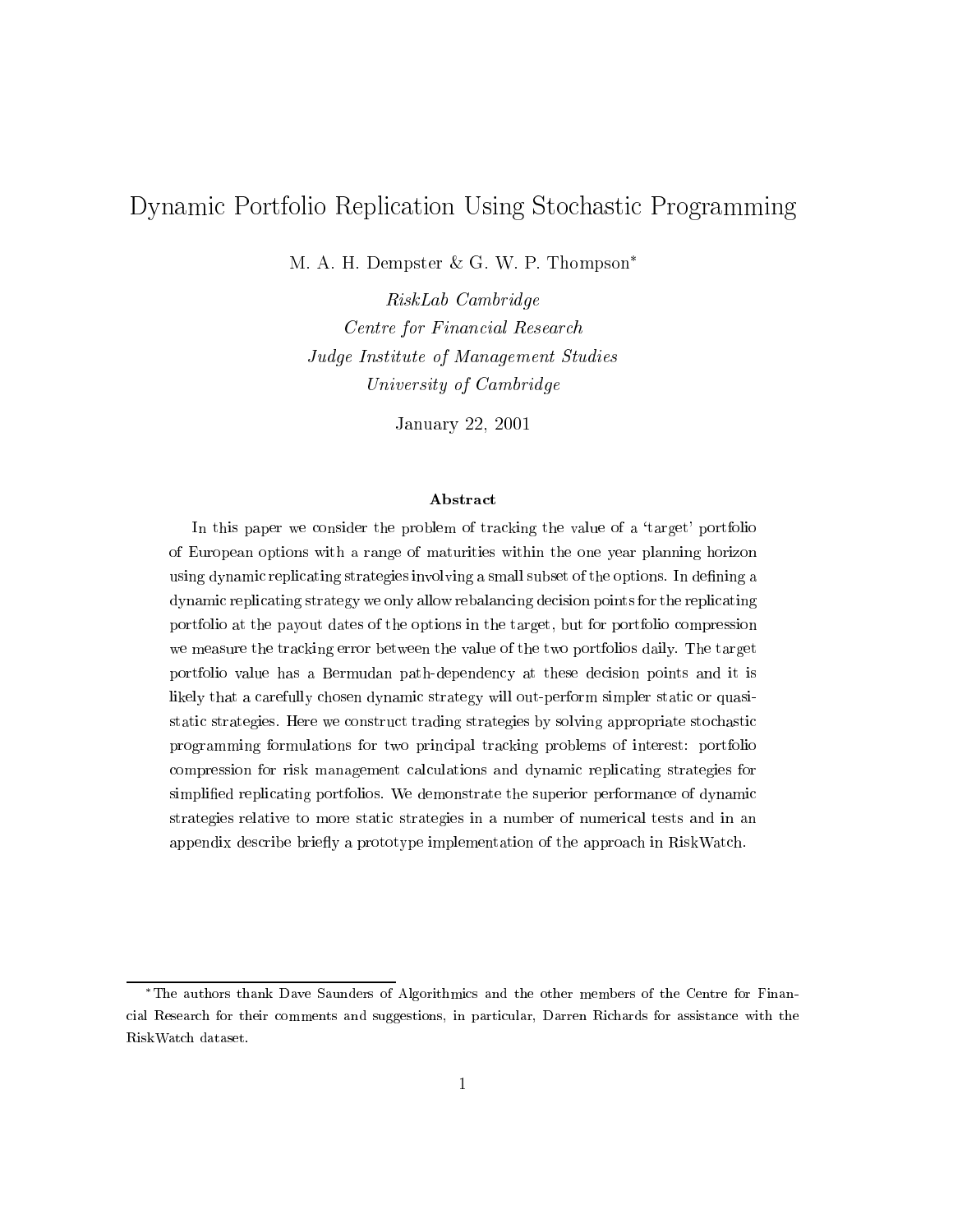# Dynamic Portfolio Replication Using Stochastic Programming

M. A. H. Dempster & G. W. P. Thompson*

*RiskLab Cambridge*
*Centre for Financial Research*
*Judge Institute of Management Studies*
*University of Cambridge*

January 22, 2001

### Abstract

In this paper we consider the problem of tracking the value of a 'target' portfolio of European options with a range of maturities within the one year planning horizon using dynamic replicating strategies involving a small subset of the options. In defining a dynamic replicating strategy we only allow rebalancing decision points for the replicating portfolio at the payout dates of the options in the target, but for portfolio compression we measure the tracking error between the value of the two portfolios daily. The target portfolio value has a Bermudan path-dependency at these decision points and it is likely that a carefully chosen dynamic strategy will out-perform simpler static or quasi-static strategies. Here we construct trading strategies by solving appropriate stochastic programming formulations for two principal tracking problems of interest: portfolio compression for risk management calculations and dynamic replicating strategies for simplified replicating portfolios. We demonstrate the superior performance of dynamic strategies relative to more static strategies in a number of numerical tests and in an appendix describe briefly a prototype implementation of the approach in RiskWatch.

---

*The authors thank Dave Saunders of Algorithmics and the other members of the Centre for Financial Research for their comments and suggestions, in particular, Darren Richards for assistance with the RiskWatch dataset.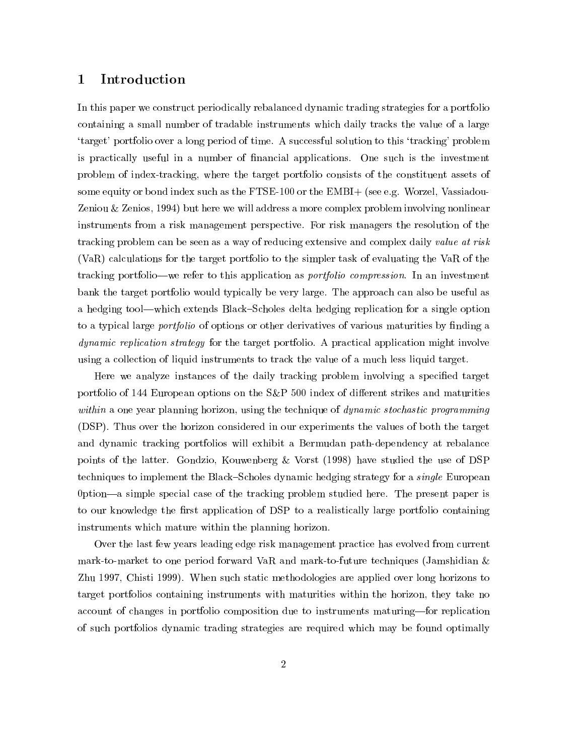## 1 Introduction

In this paper we construct periodically rebalanced dynamic trading strategies for a portfolio containing a small number of tradable instruments which daily tracks the value of a large 'target' portfolio over a long period of time. A successful solution to this 'tracking' problem is practically useful in a number of financial applications. One such is the investment problem of index-tracking, where the target portfolio consists of the constituent assets of some equity or bond index such as the FTSE-100 or the EMBI+ (see e.g. Worzel, Vassiadou-Zeniou & Zenios, 1994) but here we will address a more complex problem involving nonlinear instruments from a risk management perspective. For risk managers the resolution of the tracking problem can be seen as a way of reducing extensive and complex daily *value at risk* (VaR) calculations for the target portfolio to the simpler task of evaluating the VaR of the tracking portfolio—we refer to this application as *portfolio compression*. In an investment bank the target portfolio would typically be very large. The approach can also be useful as a hedging tool—which extends Black–Scholes delta hedging replication for a single option to a typical large *portfolio* of options or other derivatives of various maturities by finding a *dynamic replication strategy* for the target portfolio. A practical application might involve using a collection of liquid instruments to track the value of a much less liquid target.

Here we analyze instances of the daily tracking problem involving a specified target portfolio of 144 European options on the S&P 500 index of different strikes and maturities *within* a one year planning horizon, using the technique of *dynamic stochastic programming* (DSP). Thus over the horizon considered in our experiments the values of both the target and dynamic tracking portfolios will exhibit a Bermudan path-dependency at rebalance points of the latter. Gondzio, Kouwenberg & Vorst (1998) have studied the use of DSP techniques to implement the Black–Scholes dynamic hedging strategy for a *single* European 0ption—a simple special case of the tracking problem studied here. The present paper is to our knowledge the first application of DSP to a realistically large portfolio containing instruments which mature within the planning horizon.

Over the last few years leading edge risk management practice has evolved from current mark-to-market to one period forward VaR and mark-to-future techniques (Jamshidian & Zhu 1997, Chisti 1999). When such static methodologies are applied over long horizons to target portfolios containing instruments with maturities within the horizon, they take no account of changes in portfolio composition due to instruments maturing—for replication of such portfolios dynamic trading strategies are required which may be found optimally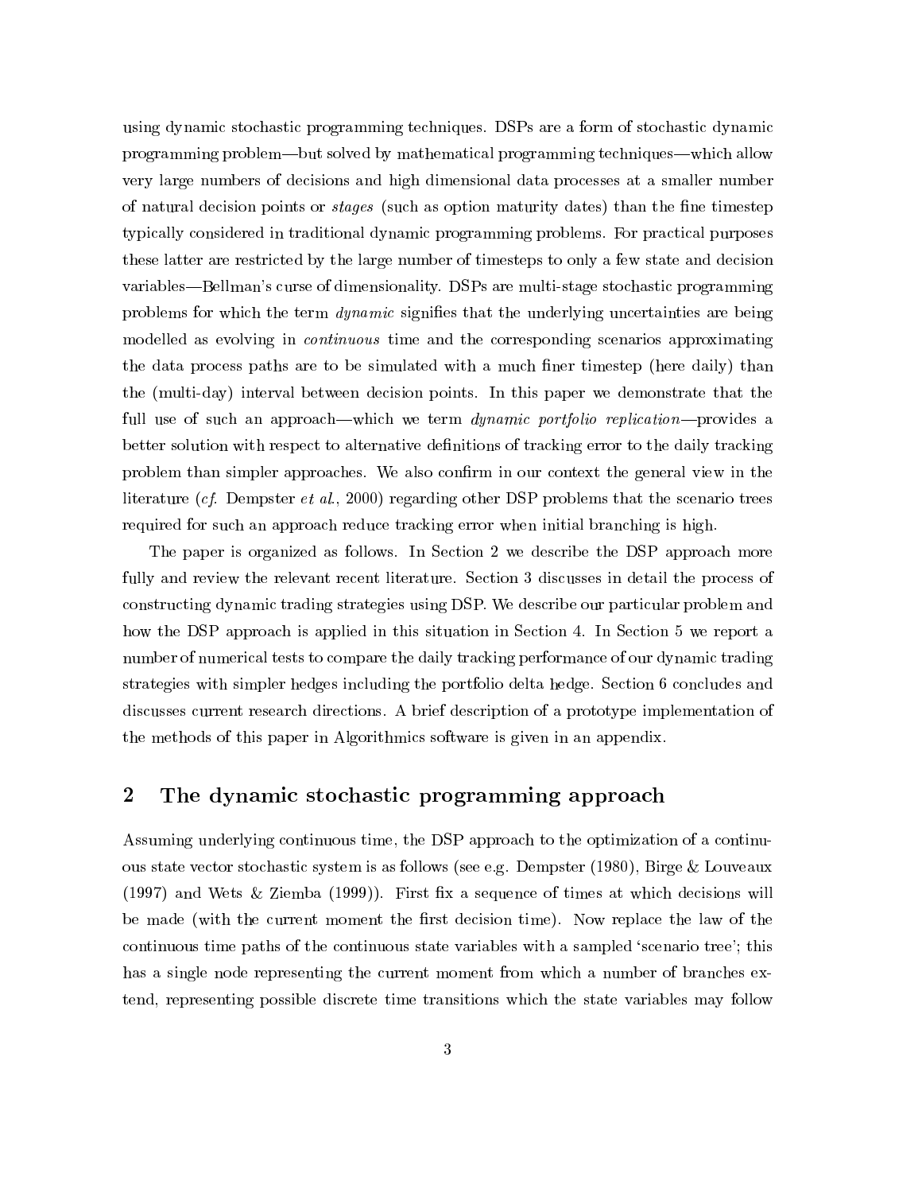using dynamic stochastic programming techniques. DSPs are a form of stochastic dynamic programming problem—but solved by mathematical programming techniques—which allow very large numbers of decisions and high dimensional data processes at a smaller number of natural decision points or *stages* (such as option maturity dates) than the fine timestep typically considered in traditional dynamic programming problems. For practical purposes these latter are restricted by the large number of timesteps to only a few state and decision variables—Bellman's curse of dimensionality. DSPs are multi-stage stochastic programming problems for which the term *dynamic* signifies that the underlying uncertainties are being modelled as evolving in *continuous* time and the corresponding scenarios approximating the data process paths are to be simulated with a much finer timestep (here daily) than the (multi-day) interval between decision points. In this paper we demonstrate that the full use of such an approach—which we term *dynamic portfolio replication*—provides a better solution with respect to alternative definitions of tracking error to the daily tracking problem than simpler approaches. We also confirm in our context the general view in the literature (*cf.* Dempster *et al.*, 2000) regarding other DSP problems that the scenario trees required for such an approach reduce tracking error when initial branching is high.

The paper is organized as follows. In Section 2 we describe the DSP approach more fully and review the relevant recent literature. Section 3 discusses in detail the process of constructing dynamic trading strategies using DSP. We describe our particular problem and how the DSP approach is applied in this situation in Section 4. In Section 5 we report a number of numerical tests to compare the daily tracking performance of our dynamic trading strategies with simpler hedges including the portfolio delta hedge. Section 6 concludes and discusses current research directions. A brief description of a prototype implementation of the methods of this paper in Algorithmics software is given in an appendix.

## 2 The dynamic stochastic programming approach

Assuming underlying continuous time, the DSP approach to the optimization of a continuous state vector stochastic system is as follows (see e.g. Dempster (1980), Birge & Louveaux (1997) and Wets & Ziemba (1999)). First fix a sequence of times at which decisions will be made (with the current moment the first decision time). Now replace the law of the continuous time paths of the continuous state variables with a sampled 'scenario tree'; this has a single node representing the current moment from which a number of branches extend, representing possible discrete time transitions which the state variables may follow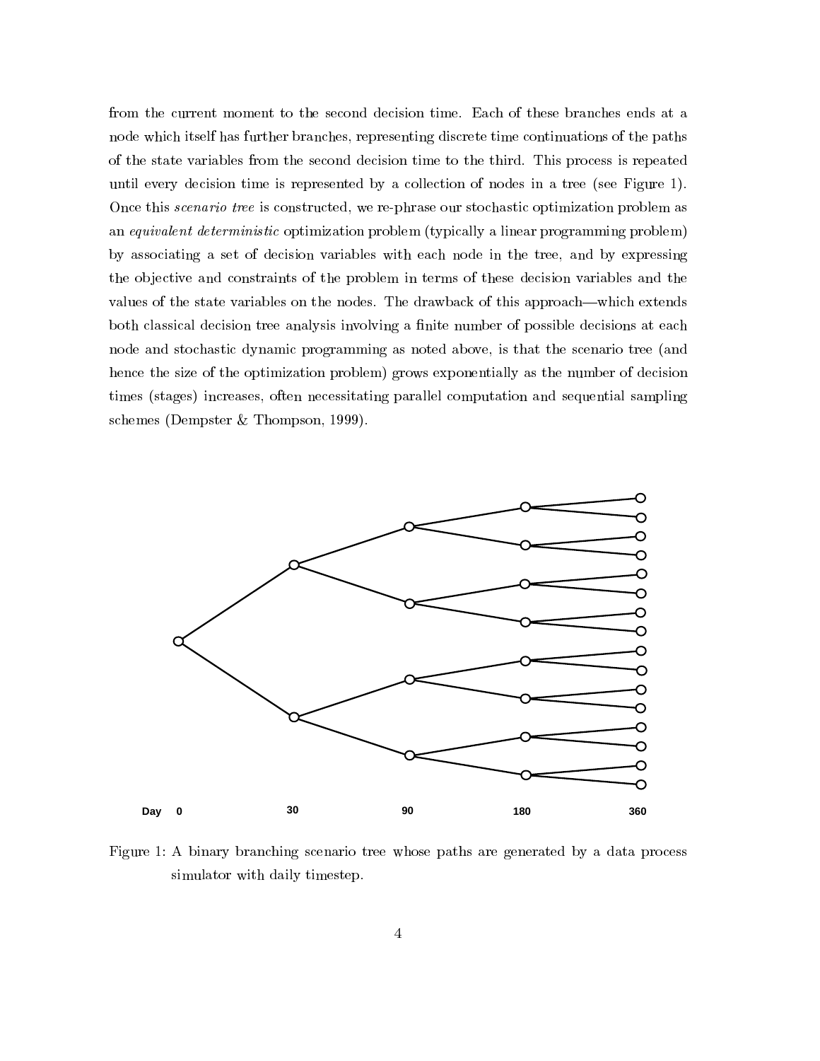from the current moment to the second decision time. Each of these branches ends at a node which itself has further branches, representing discrete time continuations of the paths of the state variables from the second decision time to the third. This process is repeated until every decision time is represented by a collection of nodes in a tree (see Figure 1). Once this *scenario tree* is constructed, we re-phrase our stochastic optimization problem as an *equivalent deterministic* optimization problem (typically a linear programming problem) by associating a set of decision variables with each node in the tree, and by expressing the objective and constraints of the problem in terms of these decision variables and the values of the state variables on the nodes. The drawback of this approach—which extends both classical decision tree analysis involving a finite number of possible decisions at each node and stochastic dynamic programming as noted above, is that the scenario tree (and hence the size of the optimization problem) grows exponentially as the number of decision times (stages) increases, often necessitating parallel computation and sequential sampling schemes (Dempster & Thompson, 1999).

Figure 1: A binary branching scenario tree whose paths are generated by a data process simulator with daily timestep.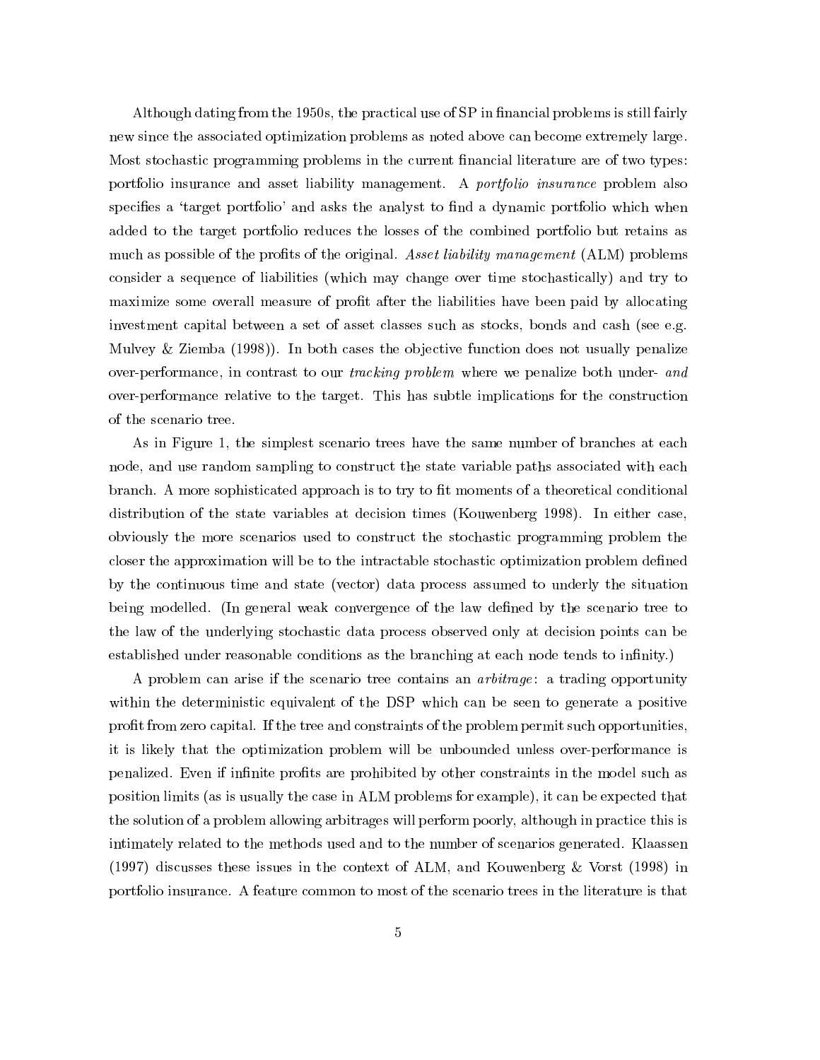Although dating from the 1950s, the practical use of SP in financial problems is still fairly new since the associated optimization problems as noted above can become extremely large. Most stochastic programming problems in the current financial literature are of two types: portfolio insurance and asset liability management. A *portfolio insurance* problem also specifies a 'target portfolio' and asks the analyst to find a dynamic portfolio which when added to the target portfolio reduces the losses of the combined portfolio but retains as much as possible of the profits of the original. *Asset liability management* (ALM) problems consider a sequence of liabilities (which may change over time stochastically) and try to maximize some overall measure of profit after the liabilities have been paid by allocating investment capital between a set of asset classes such as stocks, bonds and cash (see e.g. Mulvey & Ziemba (1998)). In both cases the objective function does not usually penalize over-performance, in contrast to our *tracking problem* where we penalize both under- *and* over-performance relative to the target. This has subtle implications for the construction of the scenario tree.

As in Figure 1, the simplest scenario trees have the same number of branches at each node, and use random sampling to construct the state variable paths associated with each branch. A more sophisticated approach is to try to fit moments of a theoretical conditional distribution of the state variables at decision times (Kouwenberg 1998). In either case, obviously the more scenarios used to construct the stochastic programming problem the closer the approximation will be to the intractable stochastic optimization problem defined by the continuous time and state (vector) data process assumed to underly the situation being modelled. (In general weak convergence of the law defined by the scenario tree to the law of the underlying stochastic data process observed only at decision points can be established under reasonable conditions as the branching at each node tends to infinity.)

A problem can arise if the scenario tree contains an *arbitrage*: a trading opportunity within the deterministic equivalent of the DSP which can be seen to generate a positive profit from zero capital. If the tree and constraints of the problem permit such opportunities, it is likely that the optimization problem will be unbounded unless over-performance is penalized. Even if infinite profits are prohibited by other constraints in the model such as position limits (as is usually the case in ALM problems for example), it can be expected that the solution of a problem allowing arbitrages will perform poorly, although in practice this is intimately related to the methods used and to the number of scenarios generated. Klaassen (1997) discusses these issues in the context of ALM, and Kouwenberg & Vorst (1998) in portfolio insurance. A feature common to most of the scenario trees in the literature is that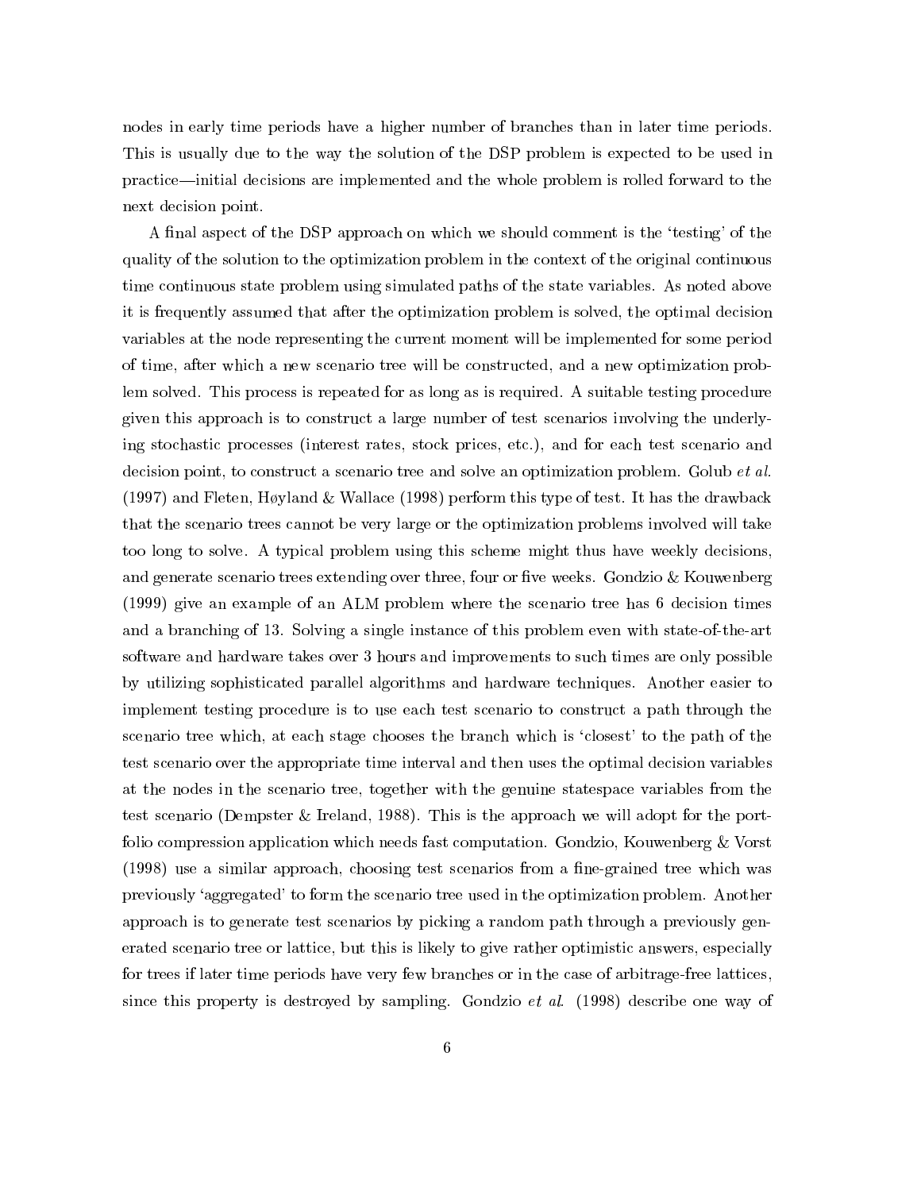nodes in early time periods have a higher number of branches than in later time periods. This is usually due to the way the solution of the DSP problem is expected to be used in practice—initial decisions are implemented and the whole problem is rolled forward to the next decision point.

A final aspect of the DSP approach on which we should comment is the 'testing' of the quality of the solution to the optimization problem in the context of the original continuous time continuous state problem using simulated paths of the state variables. As noted above it is frequently assumed that after the optimization problem is solved, the optimal decision variables at the node representing the current moment will be implemented for some period of time, after which a new scenario tree will be constructed, and a new optimization problem solved. This process is repeated for as long as is required. A suitable testing procedure given this approach is to construct a large number of test scenarios involving the underlying stochastic processes (interest rates, stock prices, etc.), and for each test scenario and decision point, to construct a scenario tree and solve an optimization problem. Golub *et al.* (1997) and Fleten, Høyland & Wallace (1998) perform this type of test. It has the drawback that the scenario trees cannot be very large or the optimization problems involved will take too long to solve. A typical problem using this scheme might thus have weekly decisions, and generate scenario trees extending over three, four or five weeks. Gondzio & Kouwenberg (1999) give an example of an ALM problem where the scenario tree has 6 decision times and a branching of 13. Solving a single instance of this problem even with state-of-the-art software and hardware takes over 3 hours and improvements to such times are only possible by utilizing sophisticated parallel algorithms and hardware techniques. Another easier to implement testing procedure is to use each test scenario to construct a path through the scenario tree which, at each stage chooses the branch which is 'closest' to the path of the test scenario over the appropriate time interval and then uses the optimal decision variables at the nodes in the scenario tree, together with the genuine statespace variables from the test scenario (Dempster & Ireland, 1988). This is the approach we will adopt for the portfolio compression application which needs fast computation. Gondzio, Kouwenberg & Vorst (1998) use a similar approach, choosing test scenarios from a fine-grained tree which was previously 'aggregated' to form the scenario tree used in the optimization problem. Another approach is to generate test scenarios by picking a random path through a previously generated scenario tree or lattice, but this is likely to give rather optimistic answers, especially for trees if later time periods have very few branches or in the case of arbitrage-free lattices, since this property is destroyed by sampling. Gondzio *et al.* (1998) describe one way of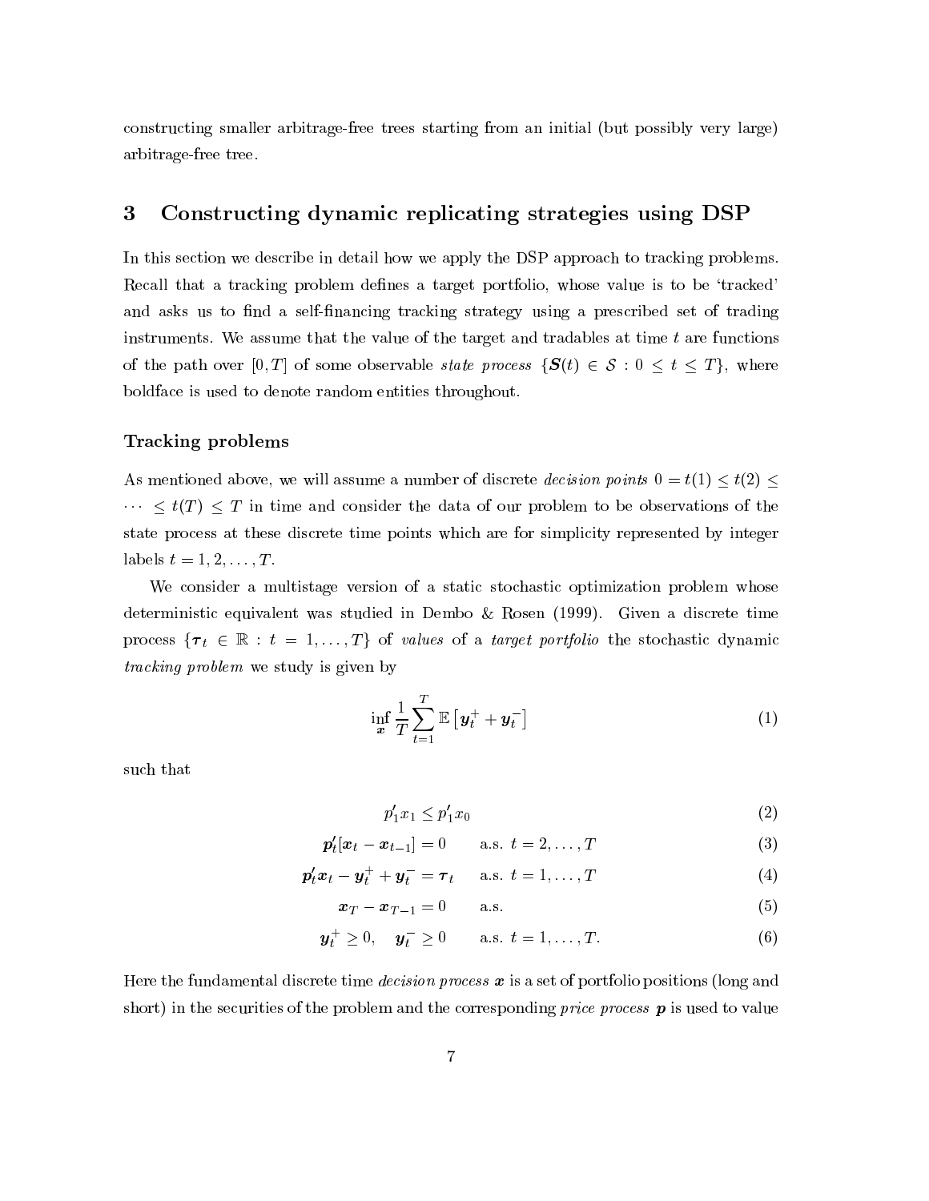constructing smaller arbitrage-free trees starting from an initial (but possibly very large) arbitrage-free tree.

## 3 Constructing dynamic replicating strategies using DSP

In this section we describe in detail how we apply the DSP approach to tracking problems. Recall that a tracking problem defines a target portfolio, whose value is to be 'tracked' and asks us to find a self-financing tracking strategy using a prescribed set of trading instruments. We assume that the value of the target and tradables at time $t$ are functions of the path over $[0, T]$ of some observable *state process* $\{\boldsymbol{S}(t) \in \mathcal{S} : 0 \leq t \leq T\}$, where boldface is used to denote random entities throughout.

### Tracking problems

As mentioned above, we will assume a number of discrete *decision points* $0 = t(1) \leq t(2) \leq \cdots \leq t(T) \leq T$ in time and consider the data of our problem to be observations of the state process at these discrete time points which are for simplicity represented by integer labels $t = 1, 2, \ldots, T$.

We consider a multistage version of a static stochastic optimization problem whose deterministic equivalent was studied in Dembo & Rosen (1999). Given a discrete time process $\{\boldsymbol{\tau}_t \in \mathbb{R} : t = 1, \ldots, T\}$ of *values* of a *target portfolio* the stochastic dynamic *tracking problem* we study is given by

$$\inf_{\boldsymbol{x}} \frac{1}{T} \sum_{t=1}^{T} \mathbb{E}\left[\boldsymbol{y}_t^+ + \boldsymbol{y}_t^-\right] \tag{1}$$

such that

$$p_1' x_1 \leq p_1' x_0 \tag{2}$$

$$\boldsymbol{p}_t'[\boldsymbol{x}_t - \boldsymbol{x}_{t-1}] = 0 \qquad \text{a.s. } t = 2, \ldots, T \tag{3}$$

$$\boldsymbol{p}_t' \boldsymbol{x}_t - \boldsymbol{y}_t^+ + \boldsymbol{y}_t^- = \boldsymbol{\tau}_t \qquad \text{a.s. } t = 1, \ldots, T \tag{4}$$

$$\boldsymbol{x}_T - \boldsymbol{x}_{T-1} = 0 \qquad \text{a.s.} \tag{5}$$

$$\boldsymbol{y}_t^+ \geq 0, \quad \boldsymbol{y}_t^- \geq 0 \qquad \text{a.s. } t = 1, \ldots, T. \tag{6}$$

Here the fundamental discrete time *decision process* $\boldsymbol{x}$ is a set of portfolio positions (long and short) in the securities of the problem and the corresponding *price process* $\boldsymbol{p}$ is used to value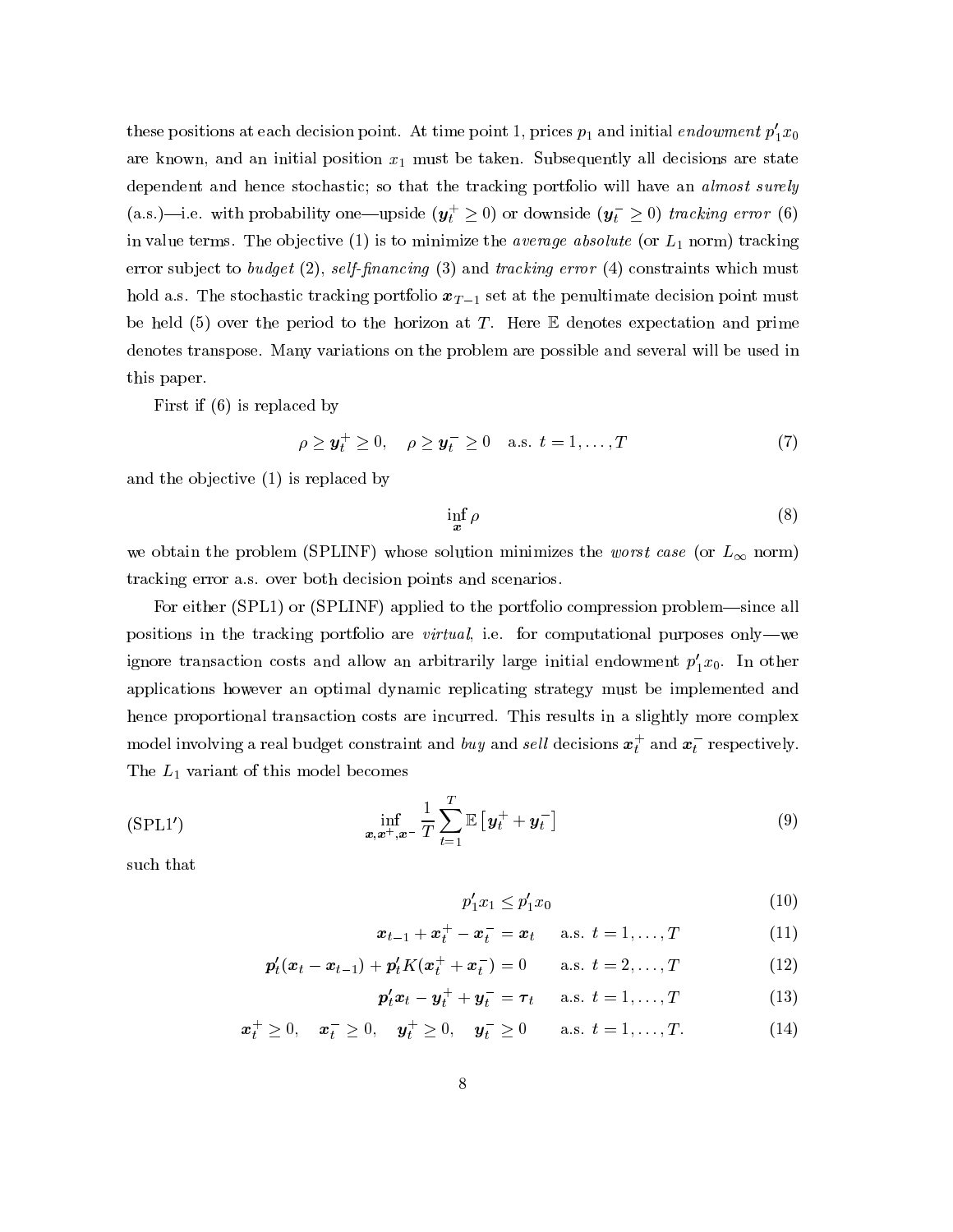these positions at each decision point. At time point 1, prices $p_1$ and initial *endowment* $p_1' x_0$ are known, and an initial position $x_1$ must be taken. Subsequently all decisions are state dependent and hence stochastic; so that the tracking portfolio will have an *almost surely* (a.s.)—i.e. with probability one—upside ($\boldsymbol{y}_t^+ \geq 0$) or downside ($\boldsymbol{y}_t^- \geq 0$) *tracking error* (6) in value terms. The objective (1) is to minimize the *average absolute* (or $L_1$ norm) tracking error subject to *budget* (2), *self-financing* (3) and *tracking error* (4) constraints which must hold a.s. The stochastic tracking portfolio $\boldsymbol{x}_{T-1}$ set at the penultimate decision point must be held (5) over the period to the horizon at $T$. Here $\mathbb{E}$ denotes expectation and prime denotes transpose. Many variations on the problem are possible and several will be used in this paper.

First if (6) is replaced by

$$\rho \geq \boldsymbol{y}_t^+ \geq 0, \quad \rho \geq \boldsymbol{y}_t^- \geq 0 \quad \text{a.s. } t = 1, \ldots, T \tag{7}$$

and the objective (1) is replaced by

$$\inf_{\boldsymbol{x}} \rho \tag{8}$$

we obtain the problem (SPLINF) whose solution minimizes the *worst case* (or $L_\infty$ norm) tracking error a.s. over both decision points and scenarios.

For either (SPL1) or (SPLINF) applied to the portfolio compression problem—since all positions in the tracking portfolio are *virtual*, i.e. for computational purposes only—we ignore transaction costs and allow an arbitrarily large initial endowment $p_1' x_0$. In other applications however an optimal dynamic replicating strategy must be implemented and hence proportional transaction costs are incurred. This results in a slightly more complex model involving a real budget constraint and *buy* and *sell* decisions $\boldsymbol{x}_t^+$ and $\boldsymbol{x}_t^-$ respectively. The $L_1$ variant of this model becomes

$$\text{(SPL1}'\text{)} \qquad \inf_{\boldsymbol{x}, \boldsymbol{x}^+, \boldsymbol{x}^-} \frac{1}{T} \sum_{t=1}^{T} \mathbb{E}\left[\boldsymbol{y}_t^+ + \boldsymbol{y}_t^-\right] \tag{9}$$

such that

$$p_1' x_1 \leq p_1' x_0 \tag{10}$$

$$\boldsymbol{x}_{t-1} + \boldsymbol{x}_t^+ - \boldsymbol{x}_t^- = \boldsymbol{x}_t \qquad \text{a.s. } t = 1, \ldots, T \tag{11}$$

$$\boldsymbol{p}_t'(\boldsymbol{x}_t - \boldsymbol{x}_{t-1}) + \boldsymbol{p}_t' K(\boldsymbol{x}_t^+ + \boldsymbol{x}_t^-) = 0 \qquad \text{a.s. } t = 2, \ldots, T \tag{12}$$

$$\boldsymbol{p}_t' \boldsymbol{x}_t - \boldsymbol{y}_t^+ + \boldsymbol{y}_t^- = \boldsymbol{\tau}_t \qquad \text{a.s. } t = 1, \ldots, T \tag{13}$$

$$\boldsymbol{x}_t^+ \geq 0, \quad \boldsymbol{x}_t^- \geq 0, \quad \boldsymbol{y}_t^+ \geq 0, \quad \boldsymbol{y}_t^- \geq 0 \qquad \text{a.s. } t = 1, \ldots, T. \tag{14}$$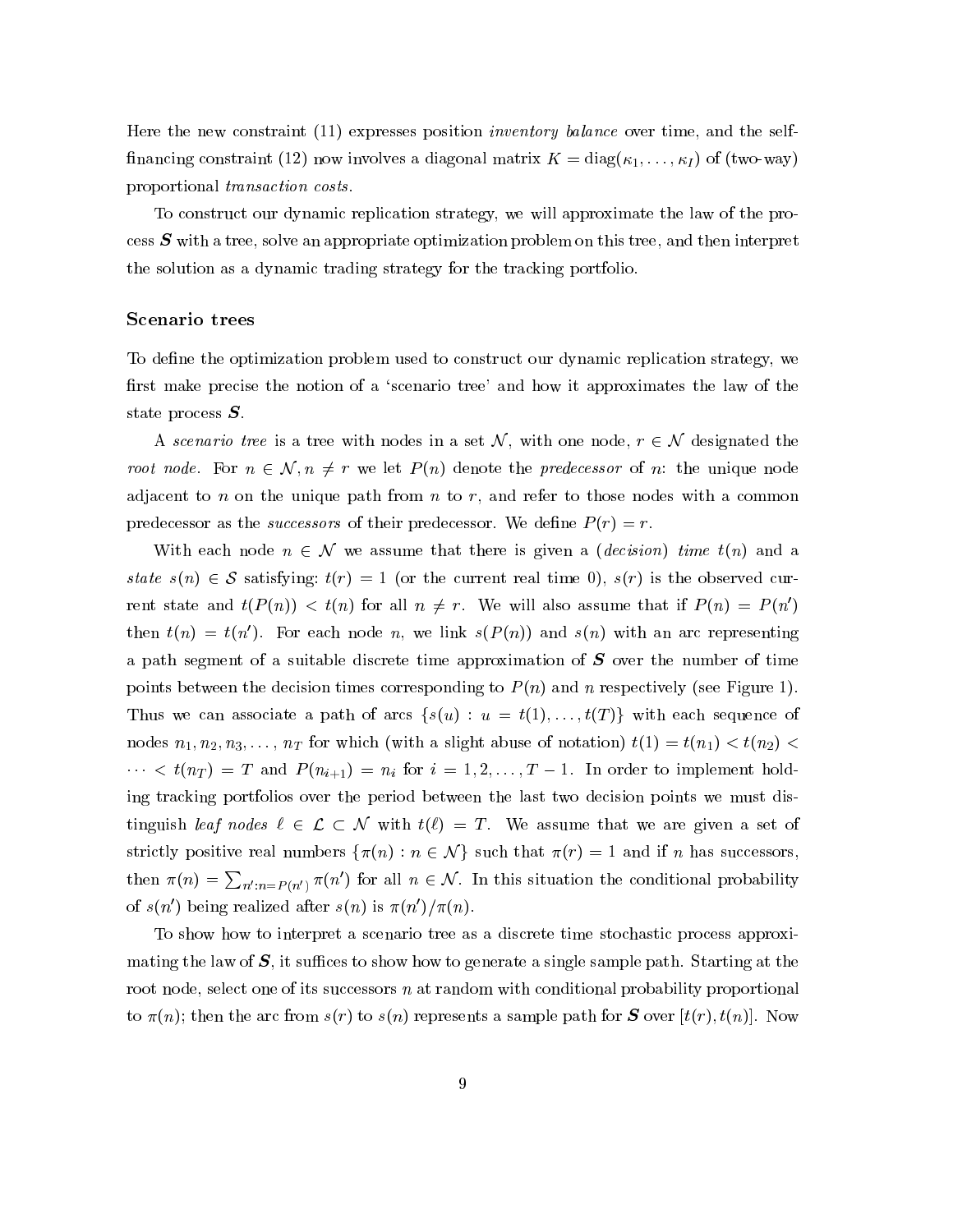Here the new constraint (11) expresses position *inventory balance* over time, and the self-financing constraint (12) now involves a diagonal matrix $K = \text{diag}(\kappa_1, \ldots, \kappa_I)$ of (two-way) proportional *transaction costs*.

To construct our dynamic replication strategy, we will approximate the law of the process $\boldsymbol{S}$ with a tree, solve an appropriate optimization problem on this tree, and then interpret the solution as a dynamic trading strategy for the tracking portfolio.

### Scenario trees

To define the optimization problem used to construct our dynamic replication strategy, we first make precise the notion of a 'scenario tree' and how it approximates the law of the state process $\boldsymbol{S}$.

A *scenario tree* is a tree with nodes in a set $\mathcal{N}$, with one node, $r \in \mathcal{N}$ designated the *root node*. For $n \in \mathcal{N}, n \neq r$ we let $P(n)$ denote the *predecessor* of $n$: the unique node adjacent to $n$ on the unique path from $n$ to $r$, and refer to those nodes with a common predecessor as the *successors* of their predecessor. We define $P(r) = r$.

With each node $n \in \mathcal{N}$ we assume that there is given a (*decision*) *time* $t(n)$ and a *state* $s(n) \in \mathcal{S}$ satisfying: $t(r) = 1$ (or the current real time 0), $s(r)$ is the observed current state and $t(P(n)) < t(n)$ for all $n \neq r$. We will also assume that if $P(n) = P(n')$ then $t(n) = t(n')$. For each node $n$, we link $s(P(n))$ and $s(n)$ with an arc representing a path segment of a suitable discrete time approximation of $\boldsymbol{S}$ over the number of time points between the decision times corresponding to $P(n)$ and $n$ respectively (see Figure 1). Thus we can associate a path of arcs $\{s(u) : u = t(1), \ldots, t(T)\}$ with each sequence of nodes $n_1, n_2, n_3, \ldots, n_T$ for which (with a slight abuse of notation) $t(1) = t(n_1) < t(n_2) < \cdots < t(n_T) = T$ and $P(n_{i+1}) = n_i$ for $i = 1, 2, \ldots, T-1$. In order to implement holding tracking portfolios over the period between the last two decision points we must distinguish *leaf nodes* $\ell \in \mathcal{L} \subset \mathcal{N}$ with $t(\ell) = T$. We assume that we are given a set of strictly positive real numbers $\{\pi(n) : n \in \mathcal{N}\}$ such that $\pi(r) = 1$ and if $n$ has successors, then $\pi(n) = \sum_{n':n=P(n')} \pi(n')$ for all $n \in \mathcal{N}$. In this situation the conditional probability of $s(n')$ being realized after $s(n)$ is $\pi(n')/\pi(n)$.

To show how to interpret a scenario tree as a discrete time stochastic process approximating the law of $\boldsymbol{S}$, it suffices to show how to generate a single sample path. Starting at the root node, select one of its successors $n$ at random with conditional probability proportional to $\pi(n)$; then the arc from $s(r)$ to $s(n)$ represents a sample path for $\boldsymbol{S}$ over $[t(r), t(n)]$. Now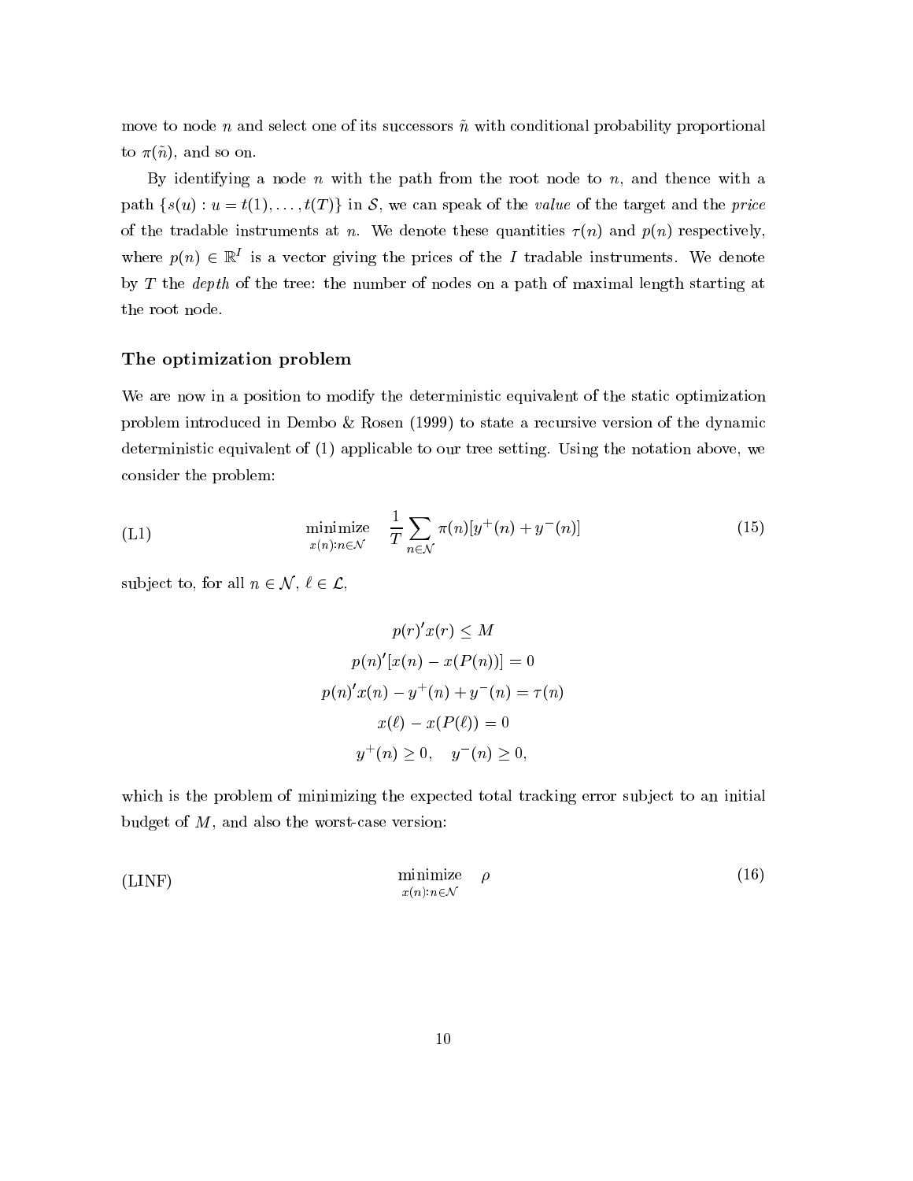move to node $n$ and select one of its successors $\tilde{n}$ with conditional probability proportional to $\pi(\tilde{n})$, and so on.

By identifying a node $n$ with the path from the root node to $n$, and thence with a path $\{s(u) : u = t(1), \ldots, t(T)\}$ in $\mathcal{S}$, we can speak of the *value* of the target and the *price* of the tradable instruments at $n$. We denote these quantities $\tau(n)$ and $p(n)$ respectively, where $p(n) \in \mathbb{R}^I$ is a vector giving the prices of the $I$ tradable instruments. We denote by $T$ the *depth* of the tree: the number of nodes on a path of maximal length starting at the root node.

### The optimization problem

We are now in a position to modify the deterministic equivalent of the static optimization problem introduced in Dembo & Rosen (1999) to state a recursive version of the dynamic deterministic equivalent of (1) applicable to our tree setting. Using the notation above, we consider the problem:

$$\text{(L1)} \qquad \underset{x(n):n\in\mathcal{N}}{\text{minimize}} \quad \frac{1}{T}\sum_{n\in\mathcal{N}} \pi(n)[y^+(n) + y^-(n)] \tag{15}$$

subject to, for all $n \in \mathcal{N}$, $\ell \in \mathcal{L}$,

$$\begin{gathered}
p(r)'x(r) \leq M \\
p(n)'[x(n) - x(P(n))] = 0 \\
p(n)'x(n) - y^+(n) + y^-(n) = \tau(n) \\
x(\ell) - x(P(\ell)) = 0 \\
y^+(n) \geq 0, \quad y^-(n) \geq 0,
\end{gathered}$$

which is the problem of minimizing the expected total tracking error subject to an initial budget of $M$, and also the worst-case version:

$$\text{(LINF)} \qquad \underset{x(n):n\in\mathcal{N}}{\text{minimize}} \quad \rho \tag{16}$$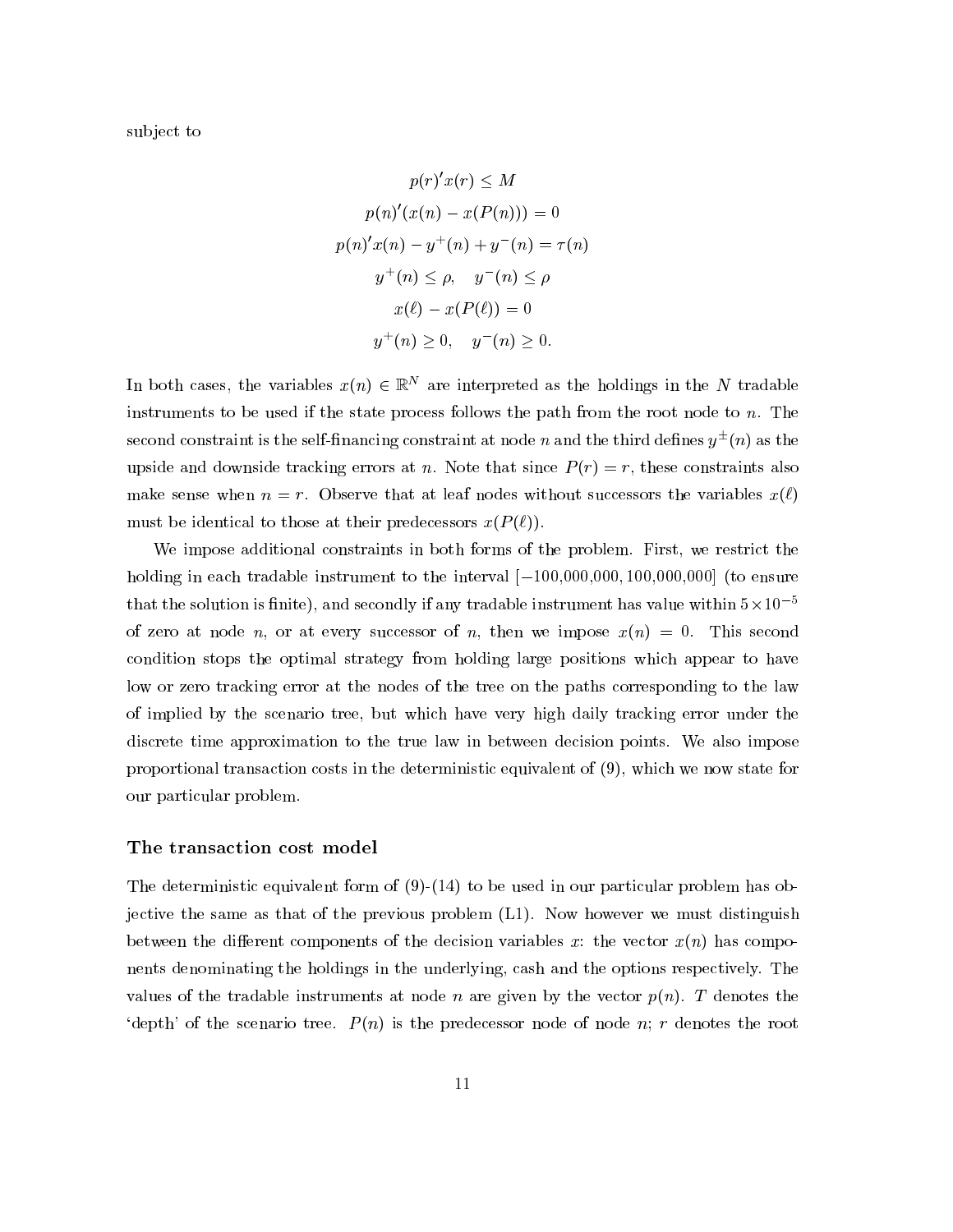subject to

$$
\begin{gathered}
p(r)' x(r) \leq M \\
p(n)'(x(n) - x(P(n))) = 0 \\
p(n)' x(n) - y^+(n) + y^-(n) = \tau(n) \\
y^+(n) \leq \rho, \quad y^-(n) \leq \rho \\
x(\ell) - x(P(\ell)) = 0 \\
y^+(n) \geq 0, \quad y^-(n) \geq 0.
\end{gathered}
$$

In both cases, the variables $x(n) \in \mathbb{R}^N$ are interpreted as the holdings in the $N$ tradable instruments to be used if the state process follows the path from the root node to $n$. The second constraint is the self-financing constraint at node $n$ and the third defines $y^{\pm}(n)$ as the upside and downside tracking errors at $n$. Note that since $P(r) = r$, these constraints also make sense when $n = r$. Observe that at leaf nodes without successors the variables $x(\ell)$ must be identical to those at their predecessors $x(P(\ell))$.

We impose additional constraints in both forms of the problem. First, we restrict the holding in each tradable instrument to the interval $[-100{,}000{,}000, 100{,}000{,}000]$ (to ensure that the solution is finite), and secondly if any tradable instrument has value within $5 \times 10^{-5}$ of zero at node $n$, or at every successor of $n$, then we impose $x(n) = 0$. This second condition stops the optimal strategy from holding large positions which appear to have low or zero tracking error at the nodes of the tree on the paths corresponding to the law of implied by the scenario tree, but which have very high daily tracking error under the discrete time approximation to the true law in between decision points. We also impose proportional transaction costs in the deterministic equivalent of (9), which we now state for our particular problem.

### The transaction cost model

The deterministic equivalent form of (9)-(14) to be used in our particular problem has objective the same as that of the previous problem (L1). Now however we must distinguish between the different components of the decision variables $x$: the vector $x(n)$ has components denominating the holdings in the underlying, cash and the options respectively. The values of the tradable instruments at node $n$ are given by the vector $p(n)$. $T$ denotes the 'depth' of the scenario tree. $P(n)$ is the predecessor node of node $n$; $r$ denotes the root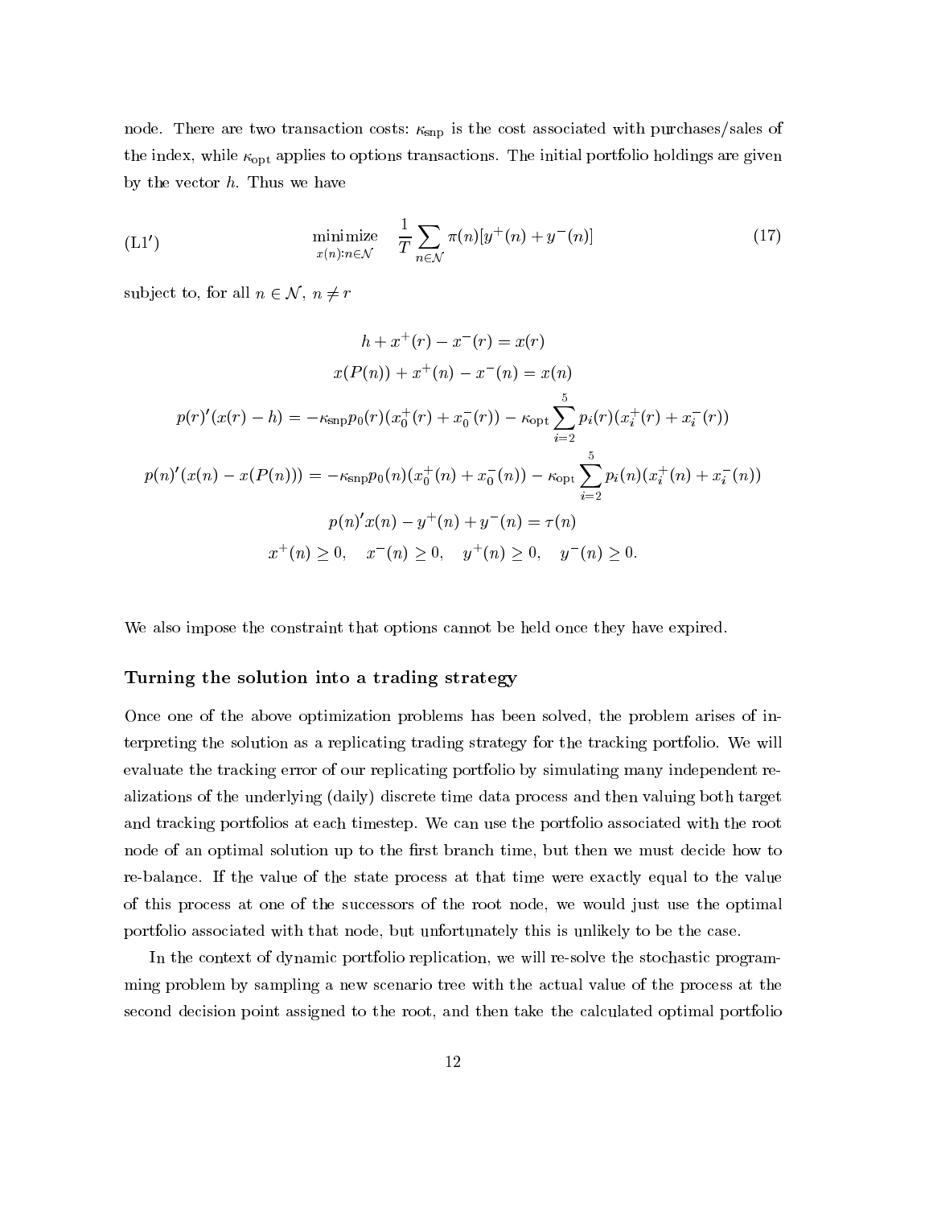node. There are two transaction costs: $\kappa_{\rm snp}$ is the cost associated with purchases/sales of the index, while $\kappa_{\rm opt}$ applies to options transactions. The initial portfolio holdings are given by the vector $h$. Thus we have

$$
\text{(L1}'\text{)} \qquad \underset{x(n):n\in\mathcal{N}}{\text{minimize}} \quad \frac{1}{T}\sum_{n\in\mathcal{N}} \pi(n)[y^+(n)+y^-(n)] \tag{17}
$$

subject to, for all $n \in \mathcal{N}$, $n \neq r$

$$
\begin{gathered}
h + x^+(r) - x^-(r) = x(r) \\
x(P(n)) + x^+(n) - x^-(n) = x(n) \\
p(r)'(x(r)-h) = -\kappa_{\rm snp} p_0(r)(x_0^+(r)+x_0^-(r)) - \kappa_{\rm opt}\sum_{i=2}^{5} p_i(r)(x_i^+(r)+x_i^-(r)) \\
p(n)'(x(n)-x(P(n))) = -\kappa_{\rm snp} p_0(n)(x_0^+(n)+x_0^-(n)) - \kappa_{\rm opt}\sum_{i=2}^{5} p_i(n)(x_i^+(n)+x_i^-(n)) \\
p(n)'x(n) - y^+(n) + y^-(n) = \tau(n) \\
x^+(n) \geq 0, \quad x^-(n) \geq 0, \quad y^+(n) \geq 0, \quad y^-(n) \geq 0.
\end{gathered}
$$

We also impose the constraint that options cannot be held once they have expired.

### Turning the solution into a trading strategy

Once one of the above optimization problems has been solved, the problem arises of interpreting the solution as a replicating trading strategy for the tracking portfolio. We will evaluate the tracking error of our replicating portfolio by simulating many independent realizations of the underlying (daily) discrete time data process and then valuing both target and tracking portfolios at each timestep. We can use the portfolio associated with the root node of an optimal solution up to the first branch time, but then we must decide how to re-balance. If the value of the state process at that time were exactly equal to the value of this process at one of the successors of the root node, we would just use the optimal portfolio associated with that node, but unfortunately this is unlikely to be the case.

In the context of dynamic portfolio replication, we will re-solve the stochastic programming problem by sampling a new scenario tree with the actual value of the process at the second decision point assigned to the root, and then take the calculated optimal portfolio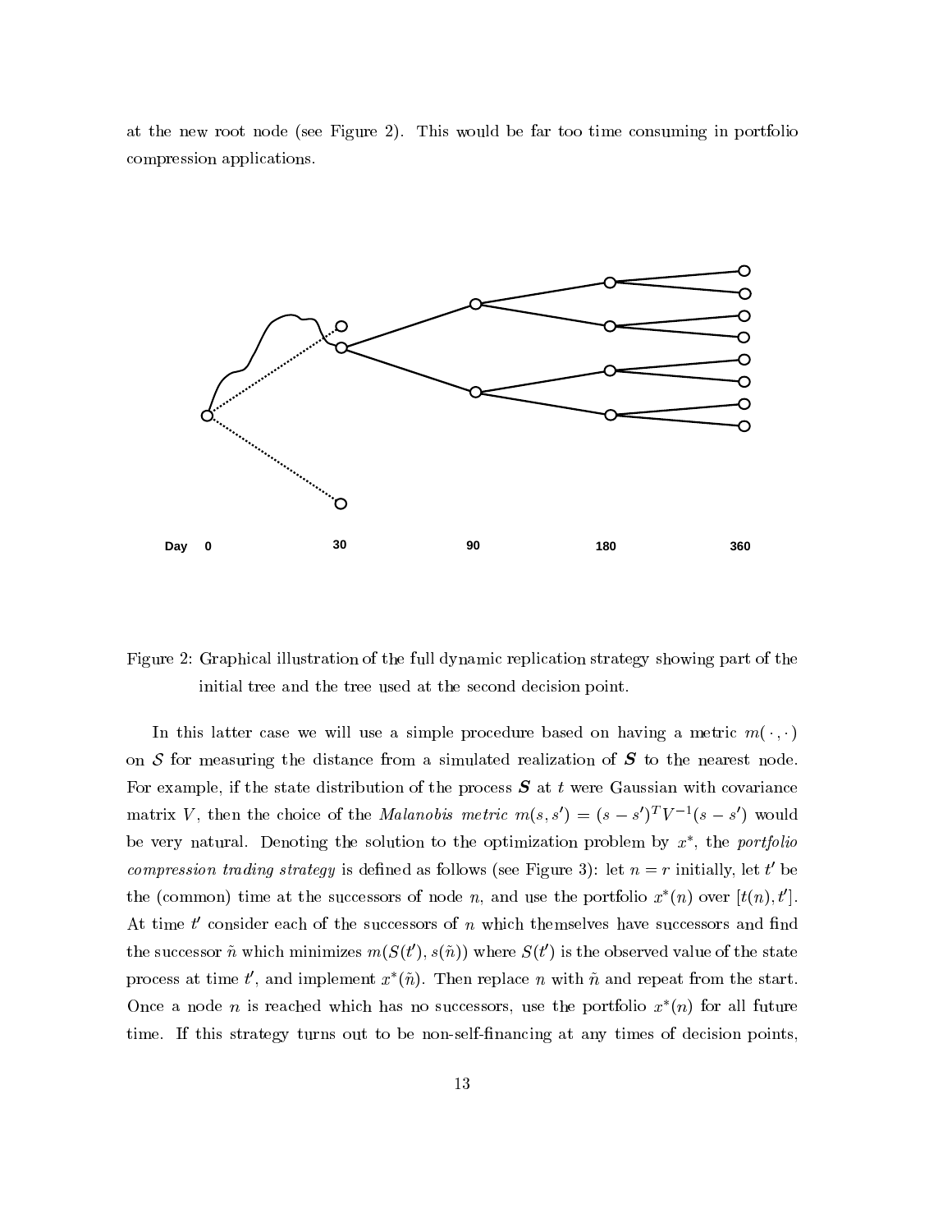at the new root node (see Figure 2). This would be far too time consuming in portfolio compression applications.

Figure 2: Graphical illustration of the full dynamic replication strategy showing part of the initial tree and the tree used at the second decision point.

In this latter case we will use a simple procedure based on having a metric $m(\cdot,\cdot)$ on $\mathcal{S}$ for measuring the distance from a simulated realization of $\boldsymbol{S}$ to the nearest node. For example, if the state distribution of the process $\boldsymbol{S}$ at $t$ were Gaussian with covariance matrix $V$, then the choice of the *Malanobis metric* $m(s, s') = (s - s')^T V^{-1} (s - s')$ would be very natural. Denoting the solution to the optimization problem by $x^*$, the *portfolio compression trading strategy* is defined as follows (see Figure 3): let $n = r$ initially, let $t'$ be the (common) time at the successors of node $n$, and use the portfolio $x^*(n)$ over $[t(n), t']$. At time $t'$ consider each of the successors of $n$ which themselves have successors and find the successor $\tilde{n}$ which minimizes $m(S(t'), s(\tilde{n}))$ where $S(t')$ is the observed value of the state process at time $t'$, and implement $x^*(\tilde{n})$. Then replace $n$ with $\tilde{n}$ and repeat from the start. Once a node $n$ is reached which has no successors, use the portfolio $x^*(n)$ for all future time. If this strategy turns out to be non-self-financing at any times of decision points,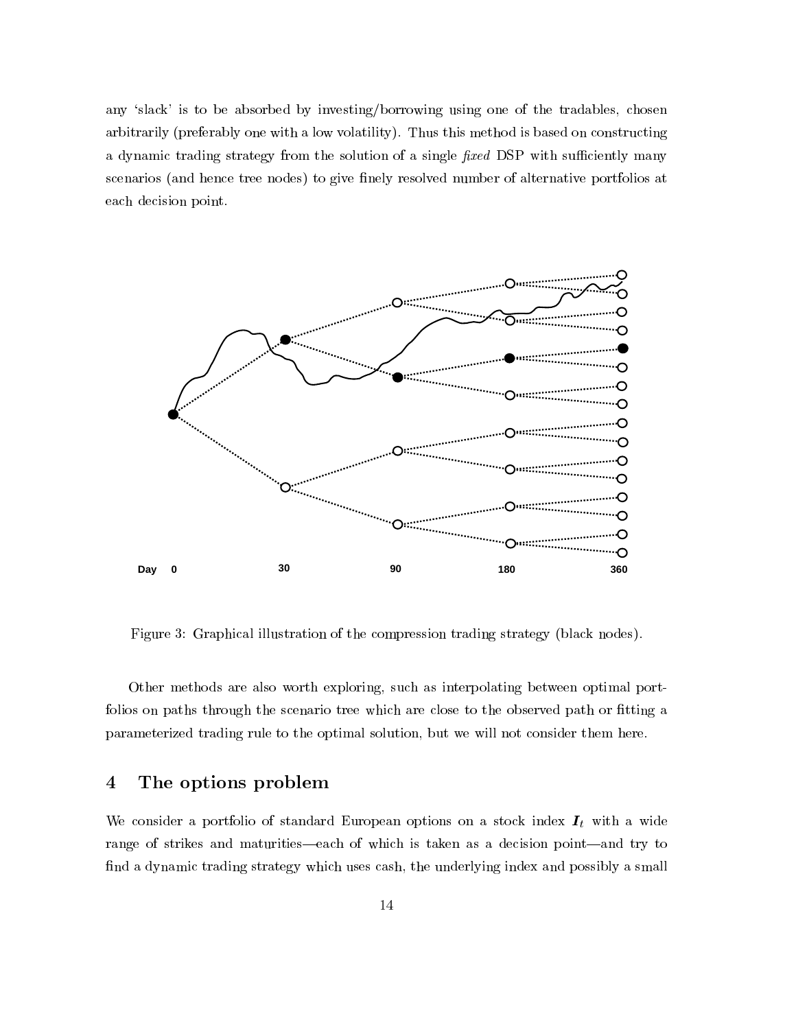any 'slack' is to be absorbed by investing/borrowing using one of the tradables, chosen arbitrarily (preferably one with a low volatility). Thus this method is based on constructing a dynamic trading strategy from the solution of a single *fixed* DSP with sufficiently many scenarios (and hence tree nodes) to give finely resolved number of alternative portfolios at each decision point.

Figure 3: Graphical illustration of the compression trading strategy (black nodes).

Other methods are also worth exploring, such as interpolating between optimal portfolios on paths through the scenario tree which are close to the observed path or fitting a parameterized trading rule to the optimal solution, but we will not consider them here.

## 4 The options problem

We consider a portfolio of standard European options on a stock index $\boldsymbol{I}_t$ with a wide range of strikes and maturities—each of which is taken as a decision point—and try to find a dynamic trading strategy which uses cash, the underlying index and possibly a small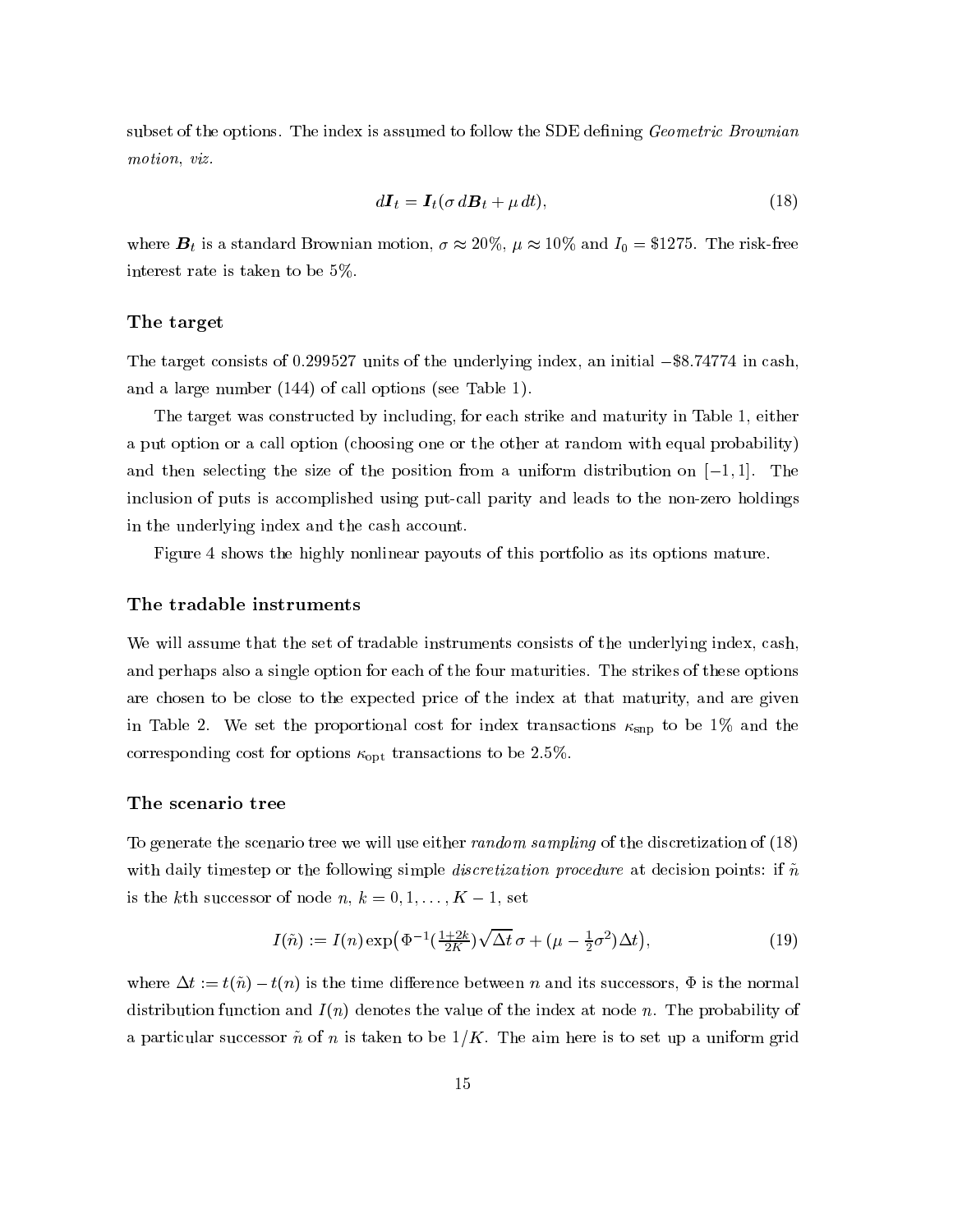subset of the options. The index is assumed to follow the SDE defining *Geometric Brownian motion, viz.*

$$d\boldsymbol{I}_t = \boldsymbol{I}_t(\sigma\, d\boldsymbol{B}_t + \mu\, dt), \tag{18}$$

where $\boldsymbol{B}_t$ is a standard Brownian motion, $\sigma \approx 20\%$, $\mu \approx 10\%$ and $I_0 = \$1275$. The risk-free interest rate is taken to be 5%.

### The target

The target consists of 0.299527 units of the underlying index, an initial $-\$8.74774$ in cash, and a large number (144) of call options (see Table 1).

The target was constructed by including, for each strike and maturity in Table 1, either a put option or a call option (choosing one or the other at random with equal probability) and then selecting the size of the position from a uniform distribution on $[-1, 1]$. The inclusion of puts is accomplished using put-call parity and leads to the non-zero holdings in the underlying index and the cash account.

Figure 4 shows the highly nonlinear payouts of this portfolio as its options mature.

### The tradable instruments

We will assume that the set of tradable instruments consists of the underlying index, cash, and perhaps also a single option for each of the four maturities. The strikes of these options are chosen to be close to the expected price of the index at that maturity, and are given in Table 2. We set the proportional cost for index transactions $\kappa_{\text{snp}}$ to be 1% and the corresponding cost for options $\kappa_{\text{opt}}$ transactions to be 2.5%.

### The scenario tree

To generate the scenario tree we will use either *random sampling* of the discretization of (18) with daily timestep or the following simple *discretization procedure* at decision points: if $\tilde{n}$ is the $k$th successor of node $n$, $k = 0, 1, \ldots, K-1$, set

$$I(\tilde{n}) := I(n)\exp\!\left(\Phi^{-1}\!\left(\tfrac{1+2k}{2K}\right)\sqrt{\Delta t}\,\sigma + (\mu - \tfrac{1}{2}\sigma^2)\Delta t\right), \tag{19}$$

where $\Delta t := t(\tilde{n}) - t(n)$ is the time difference between $n$ and its successors, $\Phi$ is the normal distribution function and $I(n)$ denotes the value of the index at node $n$. The probability of a particular successor $\tilde{n}$ of $n$ is taken to be $1/K$. The aim here is to set up a uniform grid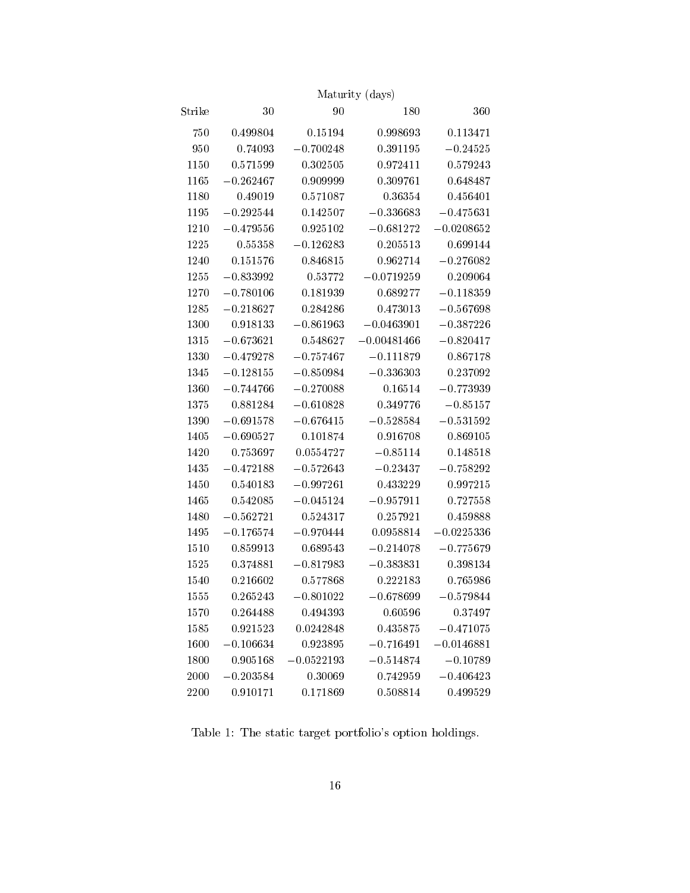| | Maturity (days) | | | |
|---|---|---|---|---|
| Strike | 30 | 90 | 180 | 360 |
| 750 | 0.499804 | 0.15194 | 0.998693 | 0.113471 |
| 950 | 0.74093 | −0.700248 | 0.391195 | −0.24525 |
| 1150 | 0.571599 | 0.302505 | 0.972411 | 0.579243 |
| 1165 | −0.262467 | 0.909999 | 0.309761 | 0.648487 |
| 1180 | 0.49019 | 0.571087 | 0.36354 | 0.456401 |
| 1195 | −0.292544 | 0.142507 | −0.336683 | −0.475631 |
| 1210 | −0.479556 | 0.925102 | −0.681272 | −0.0208652 |
| 1225 | 0.55358 | −0.126283 | 0.205513 | 0.699144 |
| 1240 | 0.151576 | 0.846815 | 0.962714 | −0.276082 |
| 1255 | −0.833992 | 0.53772 | −0.0719259 | 0.209064 |
| 1270 | −0.780106 | 0.181939 | 0.689277 | −0.118359 |
| 1285 | −0.218627 | 0.284286 | 0.473013 | −0.567698 |
| 1300 | 0.918133 | −0.861963 | −0.0463901 | −0.387226 |
| 1315 | −0.673621 | 0.548627 | −0.00481466 | −0.820417 |
| 1330 | −0.479278 | −0.757467 | −0.111879 | 0.867178 |
| 1345 | −0.128155 | −0.850984 | −0.336303 | 0.237092 |
| 1360 | −0.744766 | −0.270088 | 0.16514 | −0.773939 |
| 1375 | 0.881284 | −0.610828 | 0.349776 | −0.85157 |
| 1390 | −0.691578 | −0.676415 | −0.528584 | −0.531592 |
| 1405 | −0.690527 | 0.101874 | 0.916708 | 0.869105 |
| 1420 | 0.753697 | 0.0554727 | −0.85114 | 0.148518 |
| 1435 | −0.472188 | −0.572643 | −0.23437 | −0.758292 |
| 1450 | 0.540183 | −0.997261 | 0.433229 | 0.997215 |
| 1465 | 0.542085 | −0.045124 | −0.957911 | 0.727558 |
| 1480 | −0.562721 | 0.524317 | 0.257921 | 0.459888 |
| 1495 | −0.176574 | −0.970444 | 0.0958814 | −0.0225336 |
| 1510 | 0.859913 | 0.689543 | −0.214078 | −0.775679 |
| 1525 | 0.374881 | −0.817983 | −0.383831 | 0.398134 |
| 1540 | 0.216602 | 0.577868 | 0.222183 | 0.765986 |
| 1555 | 0.265243 | −0.801022 | −0.678699 | −0.579844 |
| 1570 | 0.264488 | 0.494393 | 0.60596 | 0.37497 |
| 1585 | 0.921523 | 0.0242848 | 0.435875 | −0.471075 |
| 1600 | −0.106634 | 0.923895 | −0.716491 | −0.0146881 |
| 1800 | 0.905168 | −0.0522193 | −0.514874 | −0.10789 |
| 2000 | −0.203584 | 0.30069 | 0.742959 | −0.406423 |
| 2200 | 0.910171 | 0.171869 | 0.508814 | 0.499529 |

Table 1: The static target portfolio's option holdings.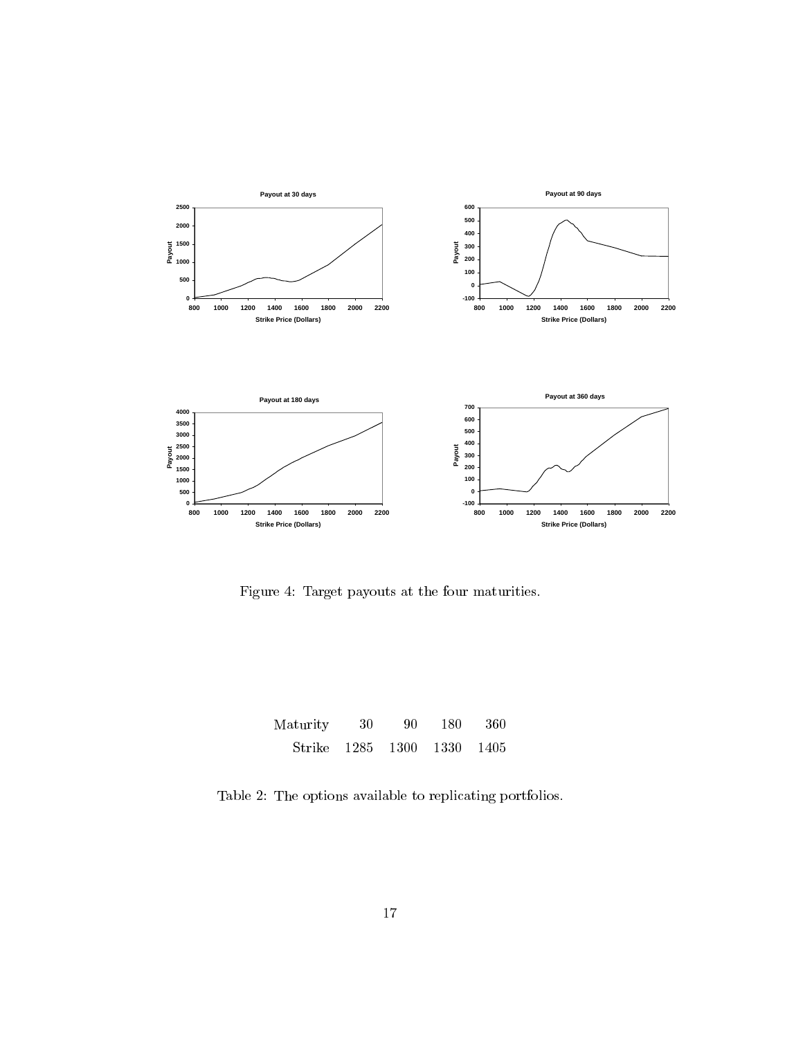Figure 4: Target payouts at the four maturities.

| Maturity | 30 | 90 | 180 | 360 |
|---|---|---|---|---|
| Strike | 1285 | 1300 | 1330 | 1405 |

Table 2: The options available to replicating portfolios.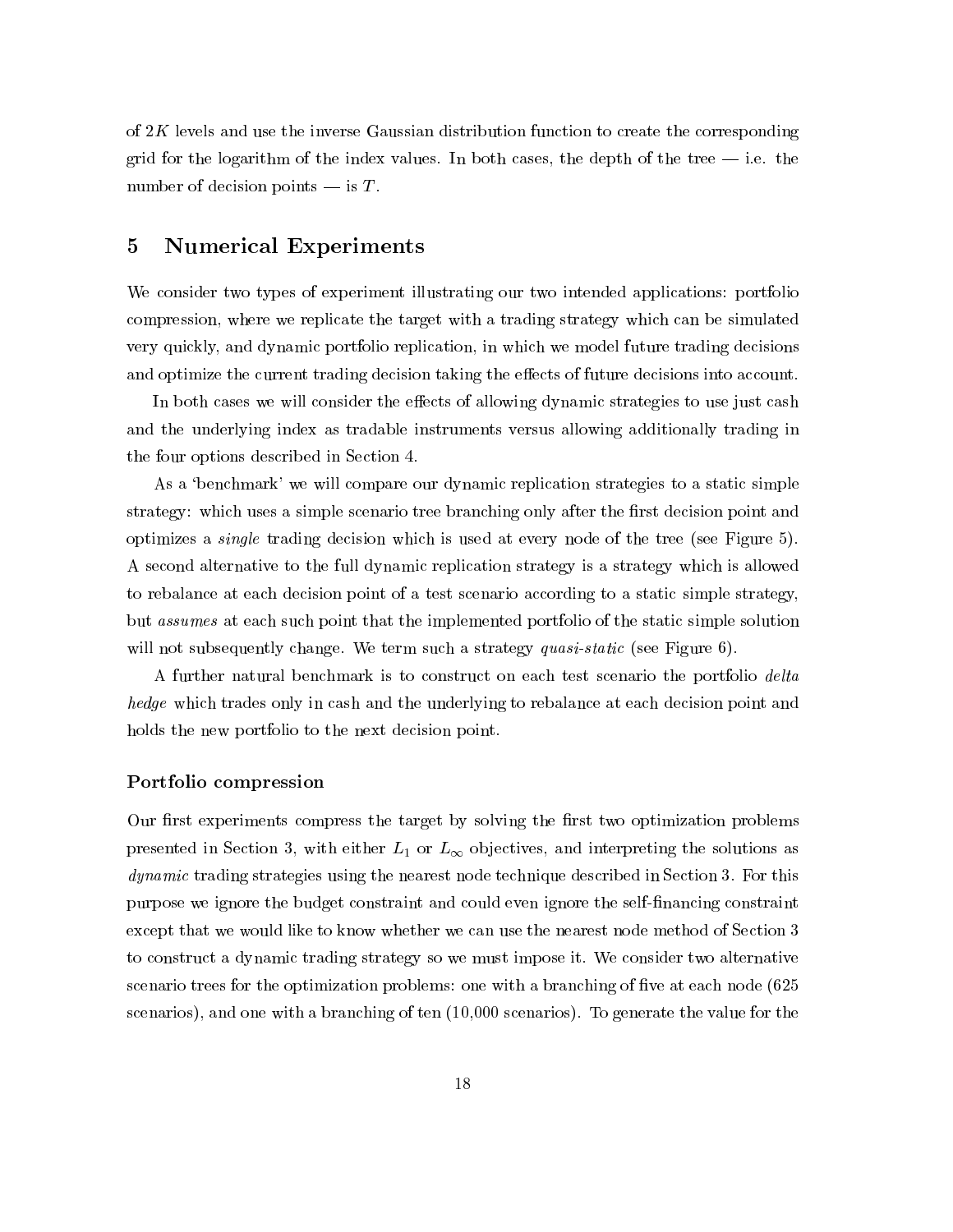of $2K$ levels and use the inverse Gaussian distribution function to create the corresponding grid for the logarithm of the index values. In both cases, the depth of the tree — i.e. the number of decision points — is $T$.

## 5 Numerical Experiments

We consider two types of experiment illustrating our two intended applications: portfolio compression, where we replicate the target with a trading strategy which can be simulated very quickly, and dynamic portfolio replication, in which we model future trading decisions and optimize the current trading decision taking the effects of future decisions into account.

In both cases we will consider the effects of allowing dynamic strategies to use just cash and the underlying index as tradable instruments versus allowing additionally trading in the four options described in Section 4.

As a 'benchmark' we will compare our dynamic replication strategies to a static simple strategy: which uses a simple scenario tree branching only after the first decision point and optimizes a *single* trading decision which is used at every node of the tree (see Figure 5). A second alternative to the full dynamic replication strategy is a strategy which is allowed to rebalance at each decision point of a test scenario according to a static simple strategy, but *assumes* at each such point that the implemented portfolio of the static simple solution will not subsequently change. We term such a strategy *quasi-static* (see Figure 6).

A further natural benchmark is to construct on each test scenario the portfolio *delta hedge* which trades only in cash and the underlying to rebalance at each decision point and holds the new portfolio to the next decision point.

### Portfolio compression

Our first experiments compress the target by solving the first two optimization problems presented in Section 3, with either $L_1$ or $L_\infty$ objectives, and interpreting the solutions as *dynamic* trading strategies using the nearest node technique described in Section 3. For this purpose we ignore the budget constraint and could even ignore the self-financing constraint except that we would like to know whether we can use the nearest node method of Section 3 to construct a dynamic trading strategy so we must impose it. We consider two alternative scenario trees for the optimization problems: one with a branching of five at each node (625 scenarios), and one with a branching of ten (10,000 scenarios). To generate the value for the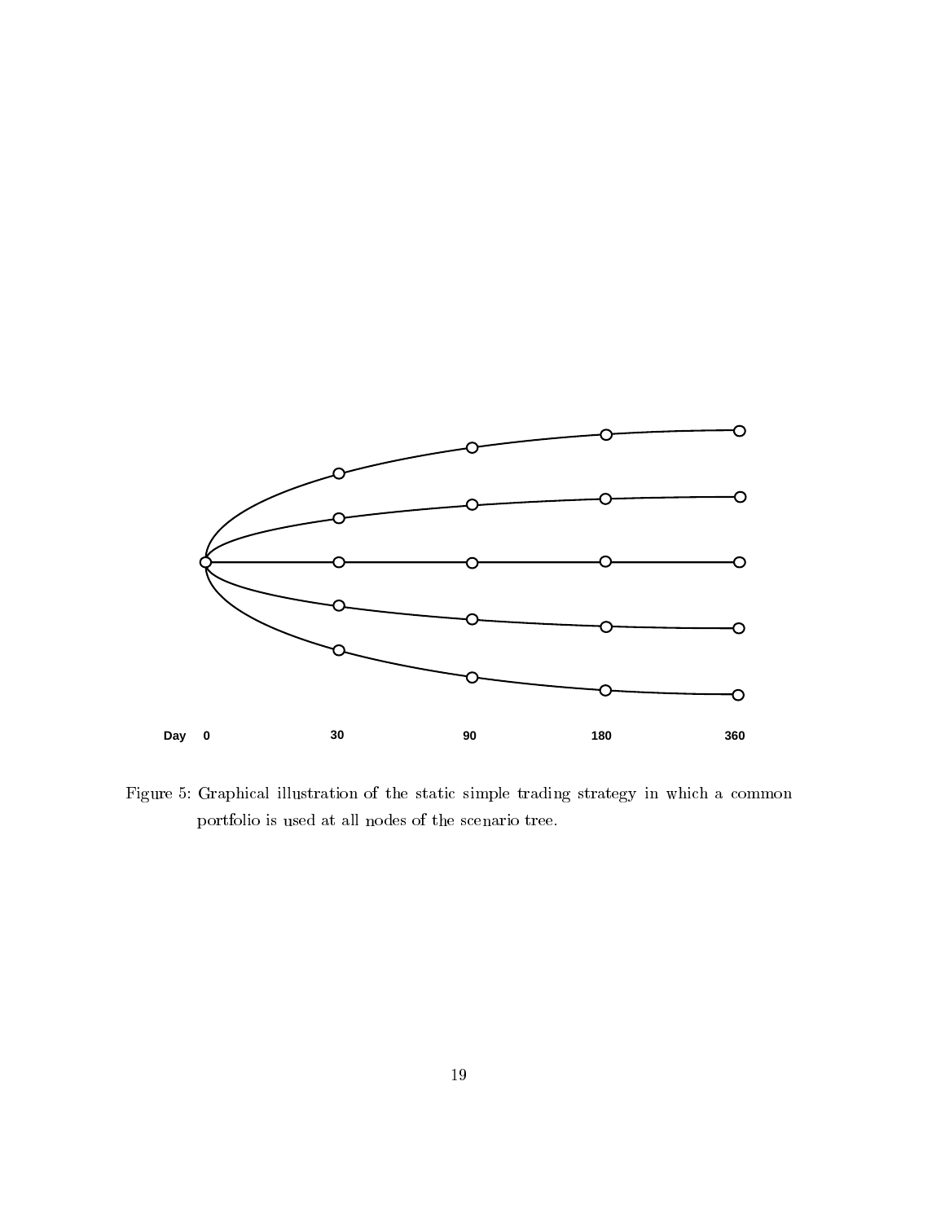Day 0 30 90 180 360

Figure 5: Graphical illustration of the static simple trading strategy in which a common portfolio is used at all nodes of the scenario tree.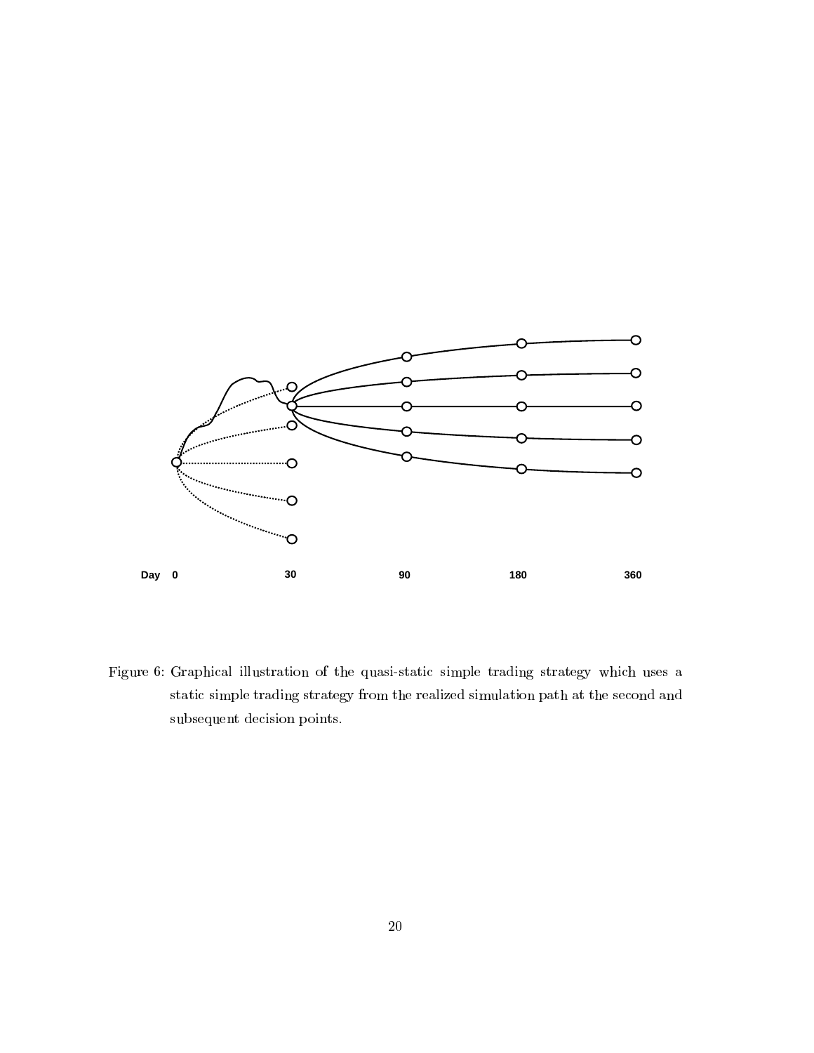Day 0 30 90 180 360

Figure 6: Graphical illustration of the quasi-static simple trading strategy which uses a static simple trading strategy from the realized simulation path at the second and subsequent decision points.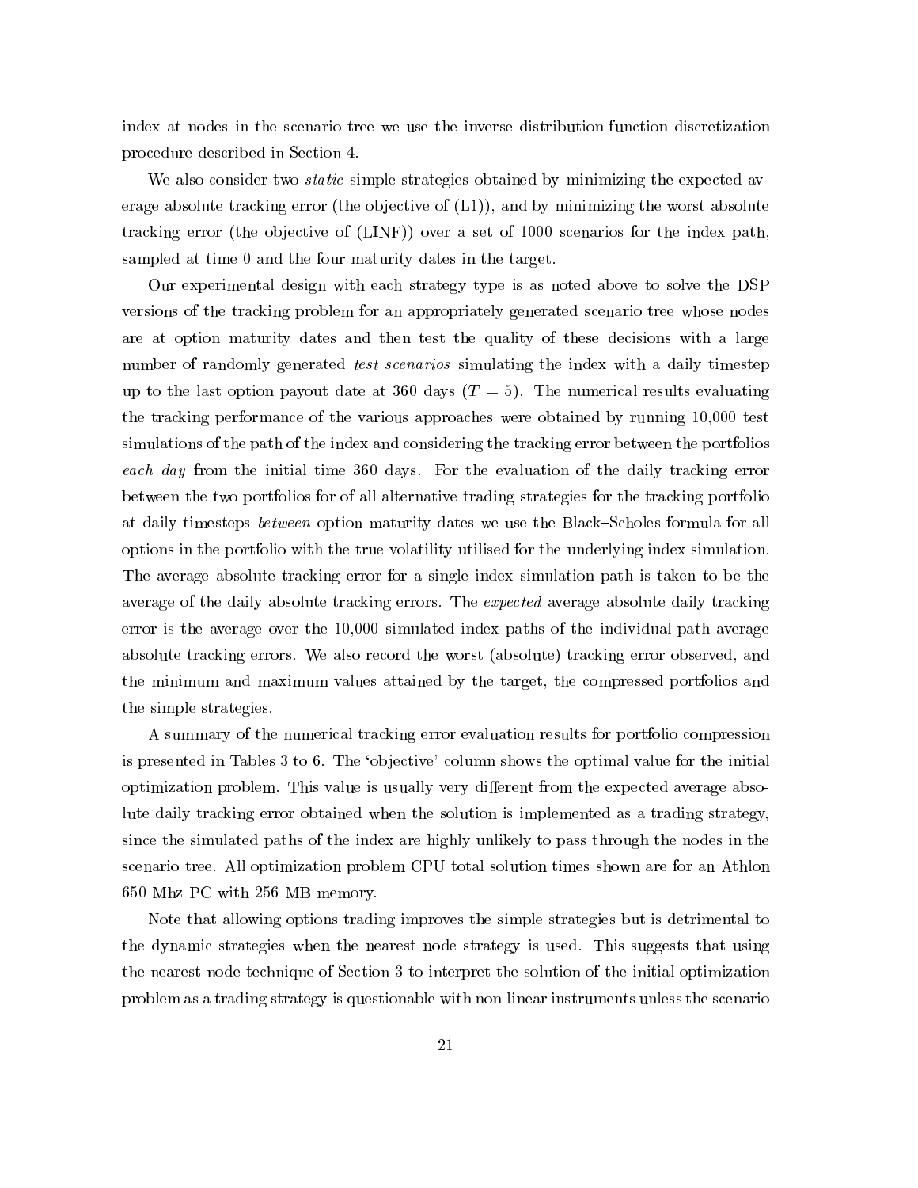index at nodes in the scenario tree we use the inverse distribution function discretization procedure described in Section 4.

We also consider two *static* simple strategies obtained by minimizing the expected average absolute tracking error (the objective of (L1)), and by minimizing the worst absolute tracking error (the objective of (LINF)) over a set of 1000 scenarios for the index path, sampled at time 0 and the four maturity dates in the target.

Our experimental design with each strategy type is as noted above to solve the DSP versions of the tracking problem for an appropriately generated scenario tree whose nodes are at option maturity dates and then test the quality of these decisions with a large number of randomly generated *test scenarios* simulating the index with a daily timestep up to the last option payout date at 360 days ($T = 5$). The numerical results evaluating the tracking performance of the various approaches were obtained by running 10,000 test simulations of the path of the index and considering the tracking error between the portfolios *each day* from the initial time 360 days. For the evaluation of the daily tracking error between the two portfolios for of all alternative trading strategies for the tracking portfolio at daily timesteps *between* option maturity dates we use the Black–Scholes formula for all options in the portfolio with the true volatility utilised for the underlying index simulation. The average absolute tracking error for a single index simulation path is taken to be the average of the daily absolute tracking errors. The *expected* average absolute daily tracking error is the average over the 10,000 simulated index paths of the individual path average absolute tracking errors. We also record the worst (absolute) tracking error observed, and the minimum and maximum values attained by the target, the compressed portfolios and the simple strategies.

A summary of the numerical tracking error evaluation results for portfolio compression is presented in Tables 3 to 6. The 'objective' column shows the optimal value for the initial optimization problem. This value is usually very different from the expected average absolute daily tracking error obtained when the solution is implemented as a trading strategy, since the simulated paths of the index are highly unlikely to pass through the nodes in the scenario tree. All optimization problem CPU total solution times shown are for an Athlon 650 Mhz PC with 256 MB memory.

Note that allowing options trading improves the simple strategies but is detrimental to the dynamic strategies when the nearest node strategy is used. This suggests that using the nearest node technique of Section 3 to interpret the solution of the initial optimization problem as a trading strategy is questionable with non-linear instruments unless the scenario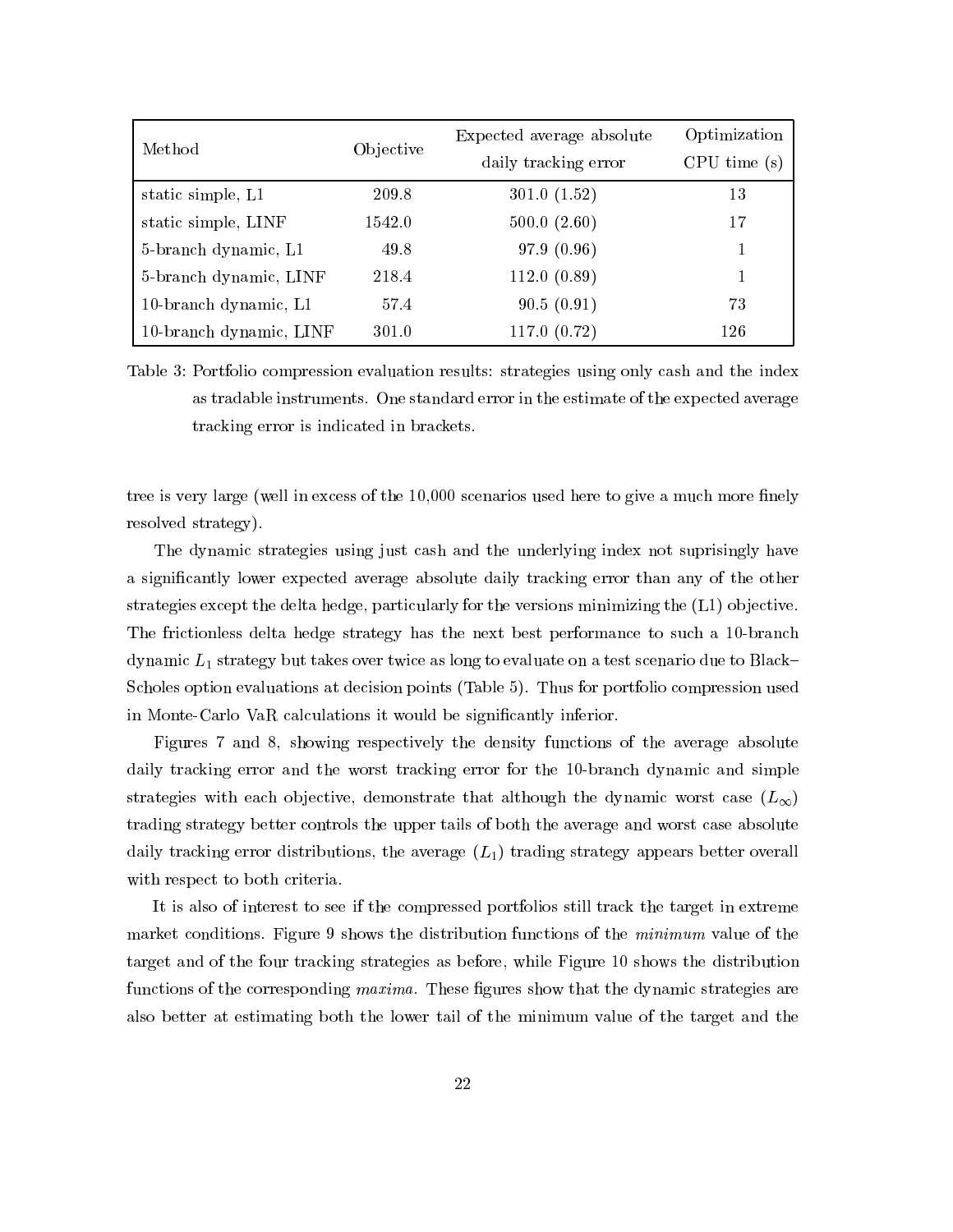| Method | Objective | Expected average absolute daily tracking error | Optimization CPU time (s) |
|---|---|---|---|
| static simple, L1 | 209.8 | 301.0 (1.52) | 13 |
| static simple, LINF | 1542.0 | 500.0 (2.60) | 17 |
| 5-branch dynamic, L1 | 49.8 | 97.9 (0.96) | 1 |
| 5-branch dynamic, LINF | 218.4 | 112.0 (0.89) | 1 |
| 10-branch dynamic, L1 | 57.4 | 90.5 (0.91) | 73 |
| 10-branch dynamic, LINF | 301.0 | 117.0 (0.72) | 126 |

Table 3: Portfolio compression evaluation results: strategies using only cash and the index as tradable instruments. One standard error in the estimate of the expected average tracking error is indicated in brackets.

tree is very large (well in excess of the 10,000 scenarios used here to give a much more finely resolved strategy).

The dynamic strategies using just cash and the underlying index not suprisingly have a significantly lower expected average absolute daily tracking error than any of the other strategies except the delta hedge, particularly for the versions minimizing the (L1) objective. The frictionless delta hedge strategy has the next best performance to such a 10-branch dynamic $L_1$ strategy but takes over twice as long to evaluate on a test scenario due to Black–Scholes option evaluations at decision points (Table 5). Thus for portfolio compression used in Monte-Carlo VaR calculations it would be significantly inferior.

Figures 7 and 8, showing respectively the density functions of the average absolute daily tracking error and the worst tracking error for the 10-branch dynamic and simple strategies with each objective, demonstrate that although the dynamic worst case ($L_\infty$) trading strategy better controls the upper tails of both the average and worst case absolute daily tracking error distributions, the average ($L_1$) trading strategy appears better overall with respect to both criteria.

It is also of interest to see if the compressed portfolios still track the target in extreme market conditions. Figure 9 shows the distribution functions of the *minimum* value of the target and of the four tracking strategies as before, while Figure 10 shows the distribution functions of the corresponding *maxima*. These figures show that the dynamic strategies are also better at estimating both the lower tail of the minimum value of the target and the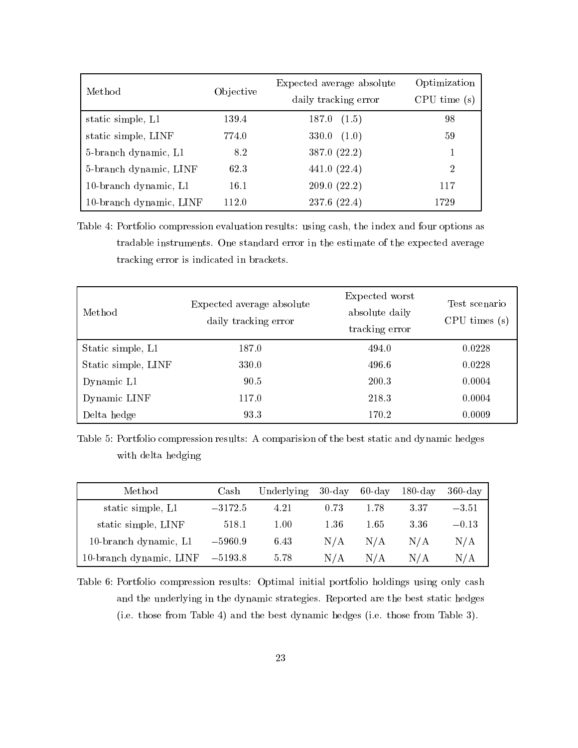| Method | Objective | Expected average absolute daily tracking error | Optimization CPU time (s) |
|---|---|---|---|
| static simple, L1 | 139.4 | 187.0 (1.5) | 98 |
| static simple, LINF | 774.0 | 330.0 (1.0) | 59 |
| 5-branch dynamic, L1 | 8.2 | 387.0 (22.2) | 1 |
| 5-branch dynamic, LINF | 62.3 | 441.0 (22.4) | 2 |
| 10-branch dynamic, L1 | 16.1 | 209.0 (22.2) | 117 |
| 10-branch dynamic, LINF | 112.0 | 237.6 (22.4) | 1729 |

Table 4: Portfolio compression evaluation results: using cash, the index and four options as tradable instruments. One standard error in the estimate of the expected average tracking error is indicated in brackets.

| Method | Expected average absolute daily tracking error | Expected worst absolute daily tracking error | Test scenario CPU times (s) |
|---|---|---|---|
| Static simple, L1 | 187.0 | 494.0 | 0.0228 |
| Static simple, LINF | 330.0 | 496.6 | 0.0228 |
| Dynamic L1 | 90.5 | 200.3 | 0.0004 |
| Dynamic LINF | 117.0 | 218.3 | 0.0004 |
| Delta hedge | 93.3 | 170.2 | 0.0009 |

Table 5: Portfolio compression results: A comparision of the best static and dynamic hedges with delta hedging

| Method | Cash | Underlying | 30-day | 60-day | 180-day | 360-day |
|---|---|---|---|---|---|---|
| static simple, L1 | $-3172.5$ | 4.21 | 0.73 | 1.78 | 3.37 | $-3.51$ |
| static simple, LINF | 518.1 | 1.00 | 1.36 | 1.65 | 3.36 | $-0.13$ |
| 10-branch dynamic, L1 | $-5960.9$ | 6.43 | N/A | N/A | N/A | N/A |
| 10-branch dynamic, LINF | $-5193.8$ | 5.78 | N/A | N/A | N/A | N/A |

Table 6: Portfolio compression results: Optimal initial portfolio holdings using only cash and the underlying in the dynamic strategies. Reported are the best static hedges (i.e. those from Table 4) and the best dynamic hedges (i.e. those from Table 3).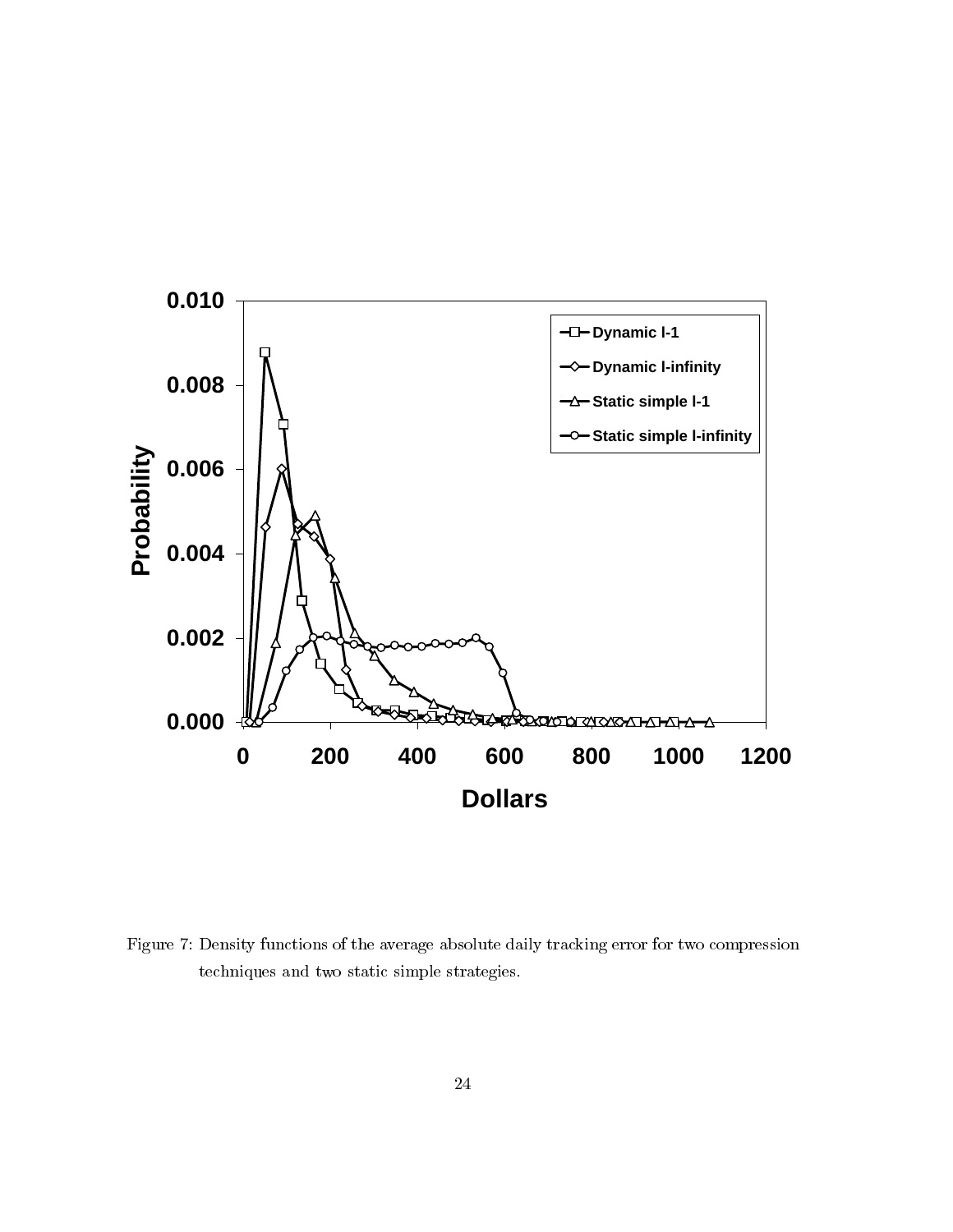Figure 7: Density functions of the average absolute daily tracking error for two compression techniques and two static simple strategies.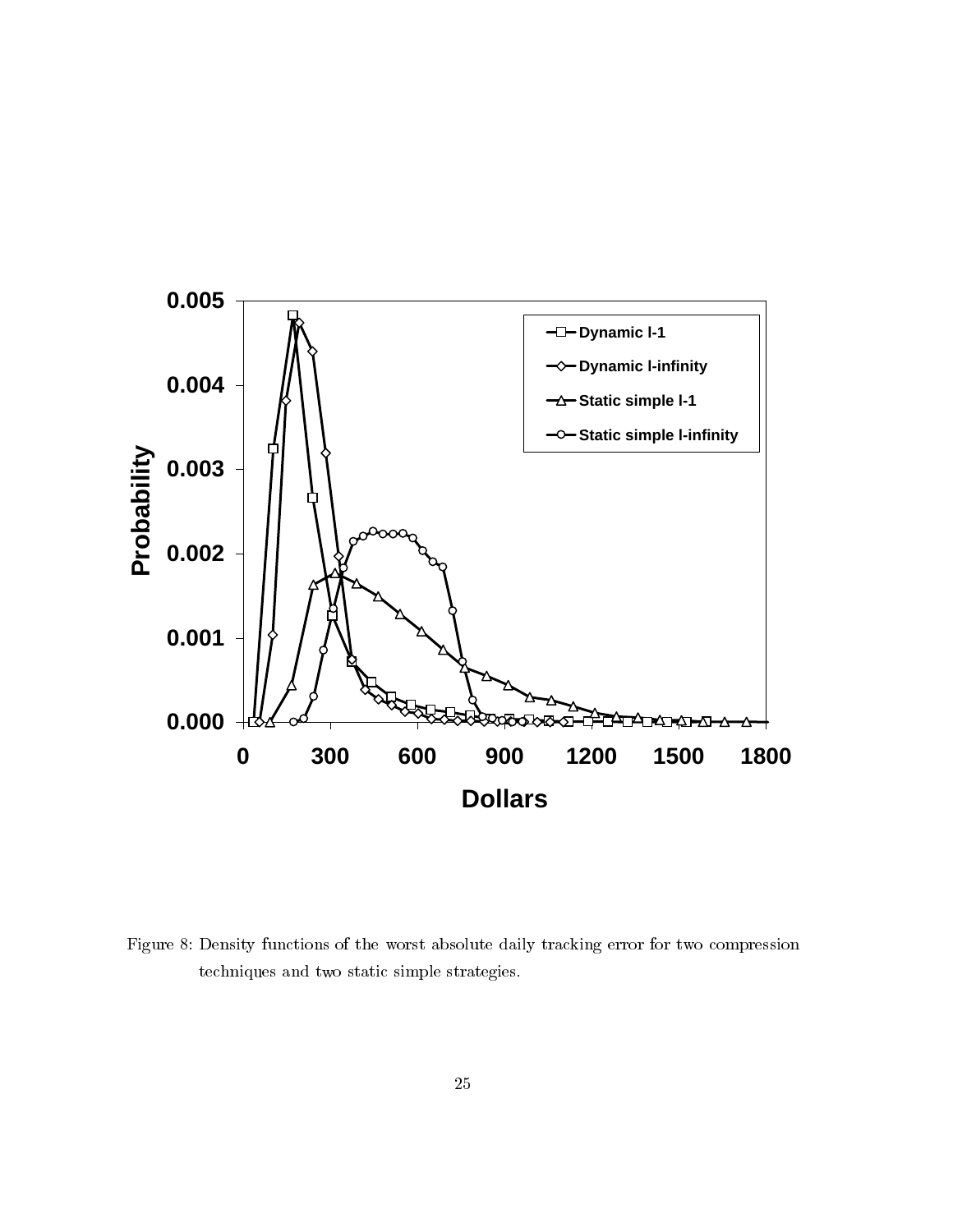Figure 8: Density functions of the worst absolute daily tracking error for two compression techniques and two static simple strategies.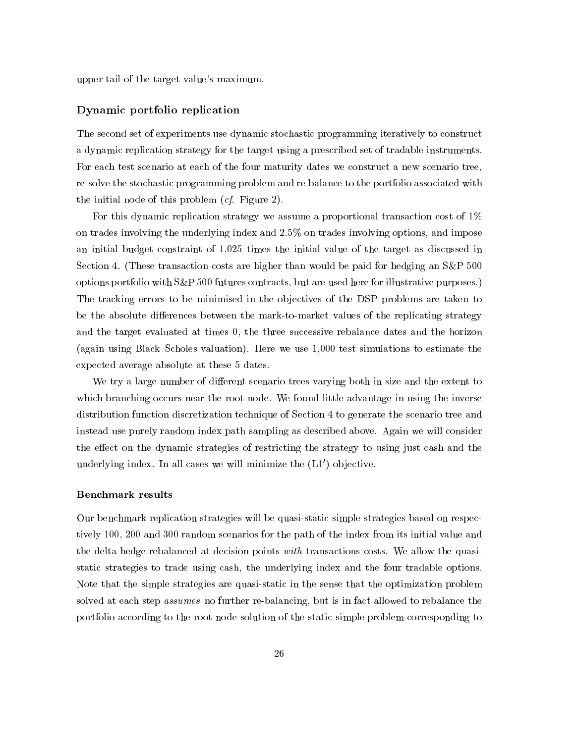upper tail of the target value's maximum.

### Dynamic portfolio replication

The second set of experiments use dynamic stochastic programming iteratively to construct a dynamic replication strategy for the target using a prescribed set of tradable instruments. For each test scenario at each of the four maturity dates we construct a new scenario tree, re-solve the stochastic programming problem and re-balance to the portfolio associated with the initial node of this problem (*cf.* Figure 2).

For this dynamic replication strategy we assume a proportional transaction cost of 1% on trades involving the underlying index and 2.5% on trades involving options, and impose an initial budget constraint of 1.025 times the initial value of the target as discussed in Section 4. (These transaction costs are higher than would be paid for hedging an S&P 500 options portfolio with S&P 500 futures contracts, but are used here for illustrative purposes.) The tracking errors to be minimised in the objectives of the DSP problems are taken to be the absolute differences between the mark-to-market values of the replicating strategy and the target evaluated at times 0, the three successive rebalance dates and the horizon (again using Black–Scholes valuation). Here we use 1,000 test simulations to estimate the expected average absolute at these 5 dates.

We try a large number of different scenario trees varying both in size and the extent to which branching occurs near the root node. We found little advantage in using the inverse distribution function discretization technique of Section 4 to generate the scenario tree and instead use purely random index path sampling as described above. Again we will consider the effect on the dynamic strategies of restricting the strategy to using just cash and the underlying index. In all cases we will minimize the (L1′) objective.

#### Benchmark results

Our benchmark replication strategies will be quasi-static simple strategies based on respectively 100, 200 and 300 random scenarios for the path of the index from its initial value and the delta hedge rebalanced at decision points *with* transactions costs. We allow the quasi-static strategies to trade using cash, the underlying index and the four tradable options. Note that the simple strategies are quasi-static in the sense that the optimization problem solved at each step *assumes* no further re-balancing, but is in fact allowed to rebalance the portfolio according to the root node solution of the static simple problem corresponding to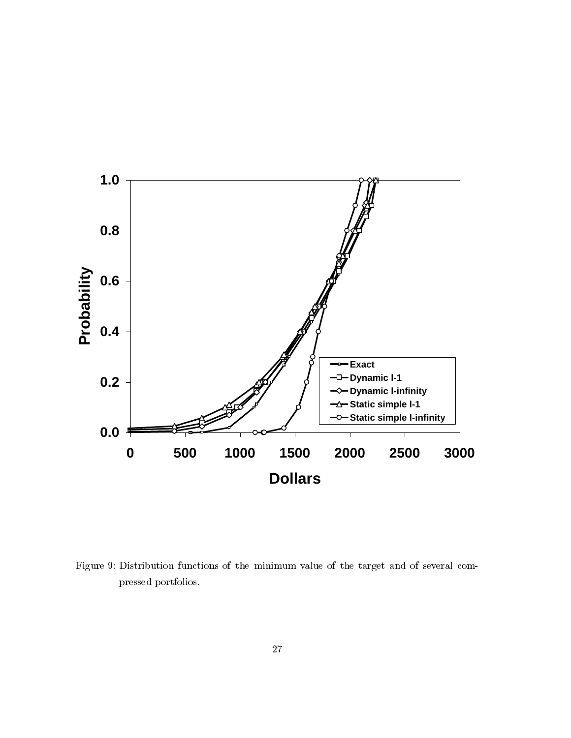Figure 9: Distribution functions of the minimum value of the target and of several compressed portfolios.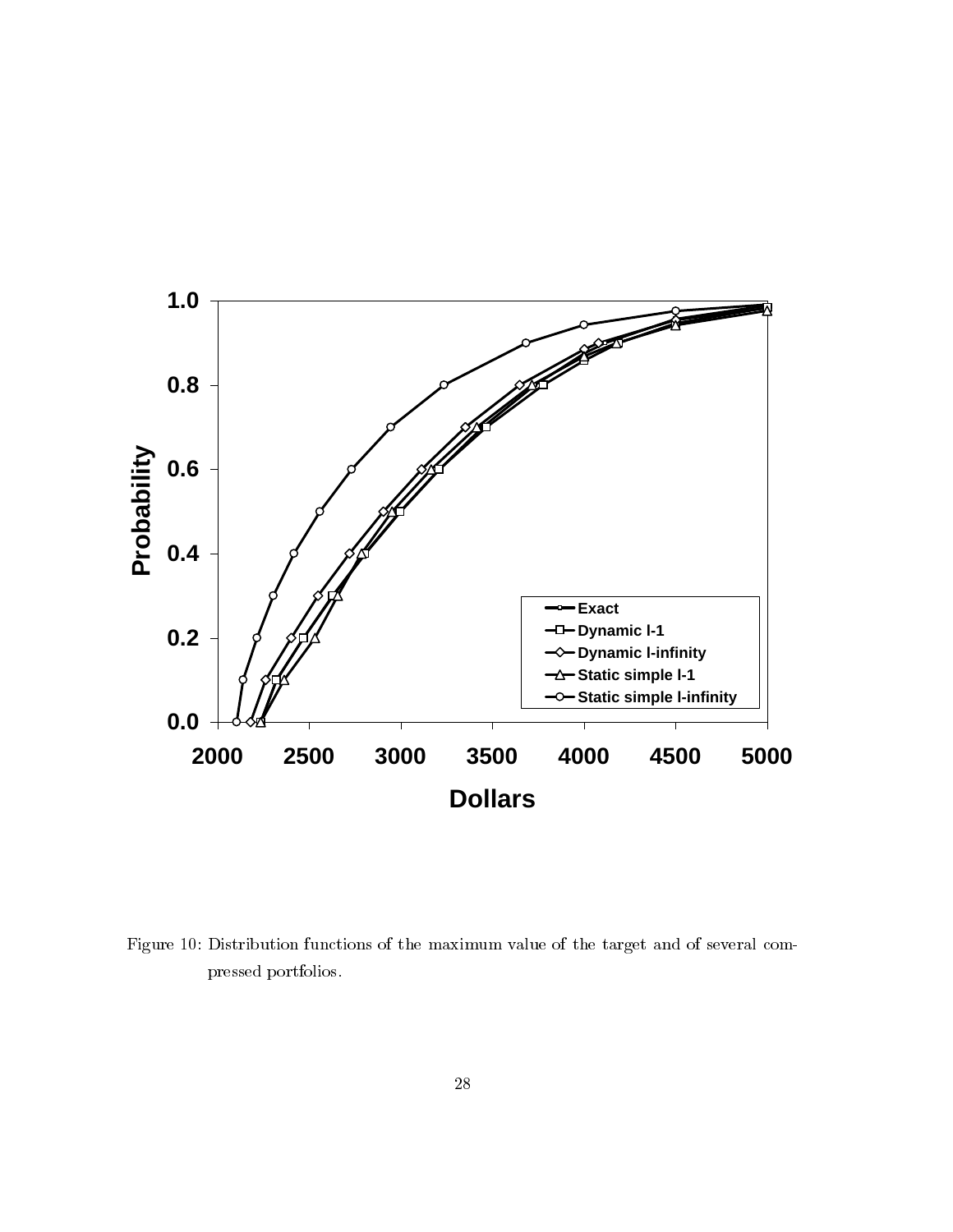Figure 10: Distribution functions of the maximum value of the target and of several compressed portfolios.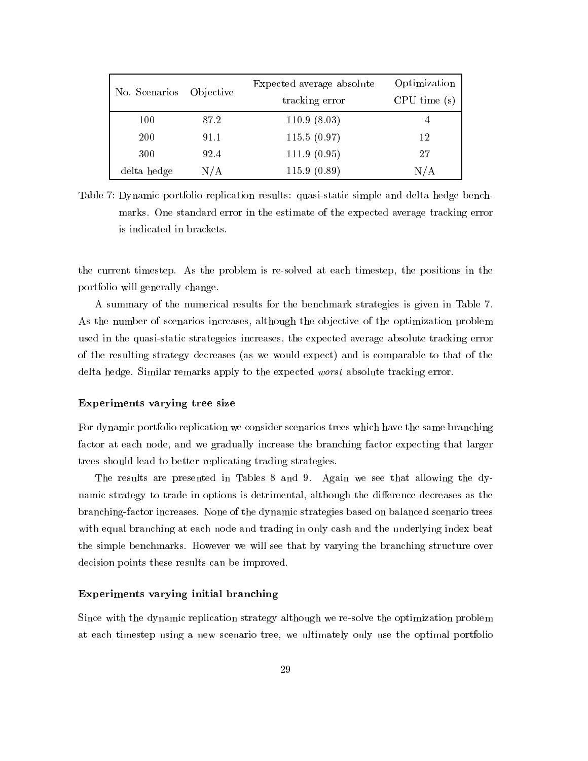| No. Scenarios | Objective | Expected average absolute tracking error | Optimization CPU time (s) |
|---|---|---|---|
| 100 | 87.2 | 110.9 (8.03) | 4 |
| 200 | 91.1 | 115.5 (0.97) | 12 |
| 300 | 92.4 | 111.9 (0.95) | 27 |
| delta hedge | N/A | 115.9 (0.89) | N/A |

Table 7: Dynamic portfolio replication results: quasi-static simple and delta hedge benchmarks. One standard error in the estimate of the expected average tracking error is indicated in brackets.

the current timestep. As the problem is re-solved at each timestep, the positions in the portfolio will generally change.

A summary of the numerical results for the benchmark strategies is given in Table 7. As the number of scenarios increases, although the objective of the optimization problem used in the quasi-static strategeies increases, the expected average absolute tracking error of the resulting strategy decreases (as we would expect) and is comparable to that of the delta hedge. Similar remarks apply to the expected *worst* absolute tracking error.

**Experiments varying tree size**

For dynamic portfolio replication we consider scenarios trees which have the same branching factor at each node, and we gradually increase the branching factor expecting that larger trees should lead to better replicating trading strategies.

The results are presented in Tables 8 and 9. Again we see that allowing the dynamic strategy to trade in options is detrimental, although the difference decreases as the branching-factor increases. None of the dynamic strategies based on balanced scenario trees with equal branching at each node and trading in only cash and the underlying index beat the simple benchmarks. However we will see that by varying the branching structure over decision points these results can be improved.

**Experiments varying initial branching**

Since with the dynamic replication strategy although we re-solve the optimization problem at each timestep using a new scenario tree, we ultimately only use the optimal portfolio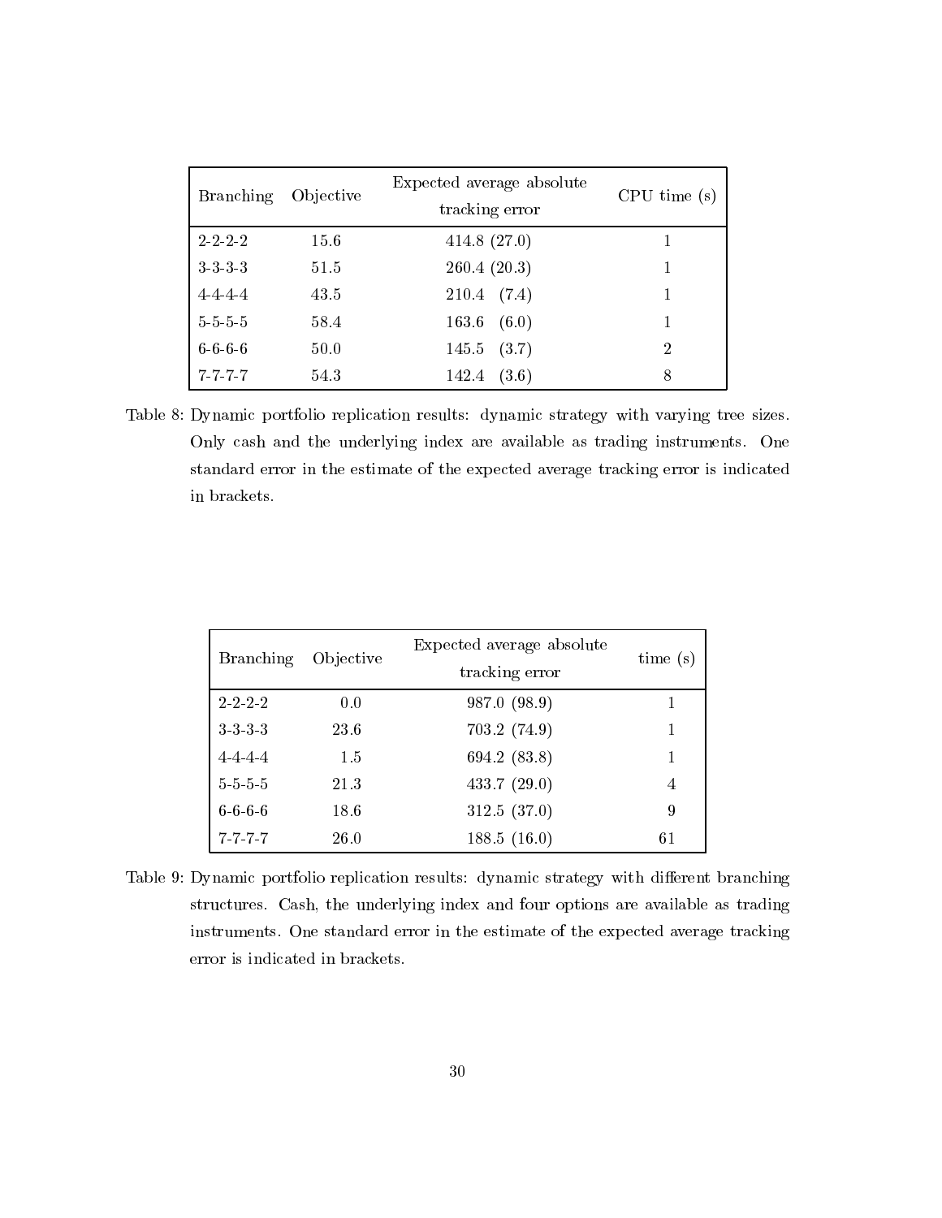| Branching | Objective | Expected average absolute tracking error | CPU time (s) |
|---|---|---|---|
| 2-2-2-2 | 15.6 | 414.8 (27.0) | 1 |
| 3-3-3-3 | 51.5 | 260.4 (20.3) | 1 |
| 4-4-4-4 | 43.5 | 210.4 (7.4) | 1 |
| 5-5-5-5 | 58.4 | 163.6 (6.0) | 1 |
| 6-6-6-6 | 50.0 | 145.5 (3.7) | 2 |
| 7-7-7-7 | 54.3 | 142.4 (3.6) | 8 |

Table 8: Dynamic portfolio replication results: dynamic strategy with varying tree sizes. Only cash and the underlying index are available as trading instruments. One standard error in the estimate of the expected average tracking error is indicated in brackets.

| Branching | Objective | Expected average absolute tracking error | time (s) |
|---|---|---|---|
| 2-2-2-2 | 0.0 | 987.0 (98.9) | 1 |
| 3-3-3-3 | 23.6 | 703.2 (74.9) | 1 |
| 4-4-4-4 | 1.5 | 694.2 (83.8) | 1 |
| 5-5-5-5 | 21.3 | 433.7 (29.0) | 4 |
| 6-6-6-6 | 18.6 | 312.5 (37.0) | 9 |
| 7-7-7-7 | 26.0 | 188.5 (16.0) | 61 |

Table 9: Dynamic portfolio replication results: dynamic strategy with different branching structures. Cash, the underlying index and four options are available as trading instruments. One standard error in the estimate of the expected average tracking error is indicated in brackets.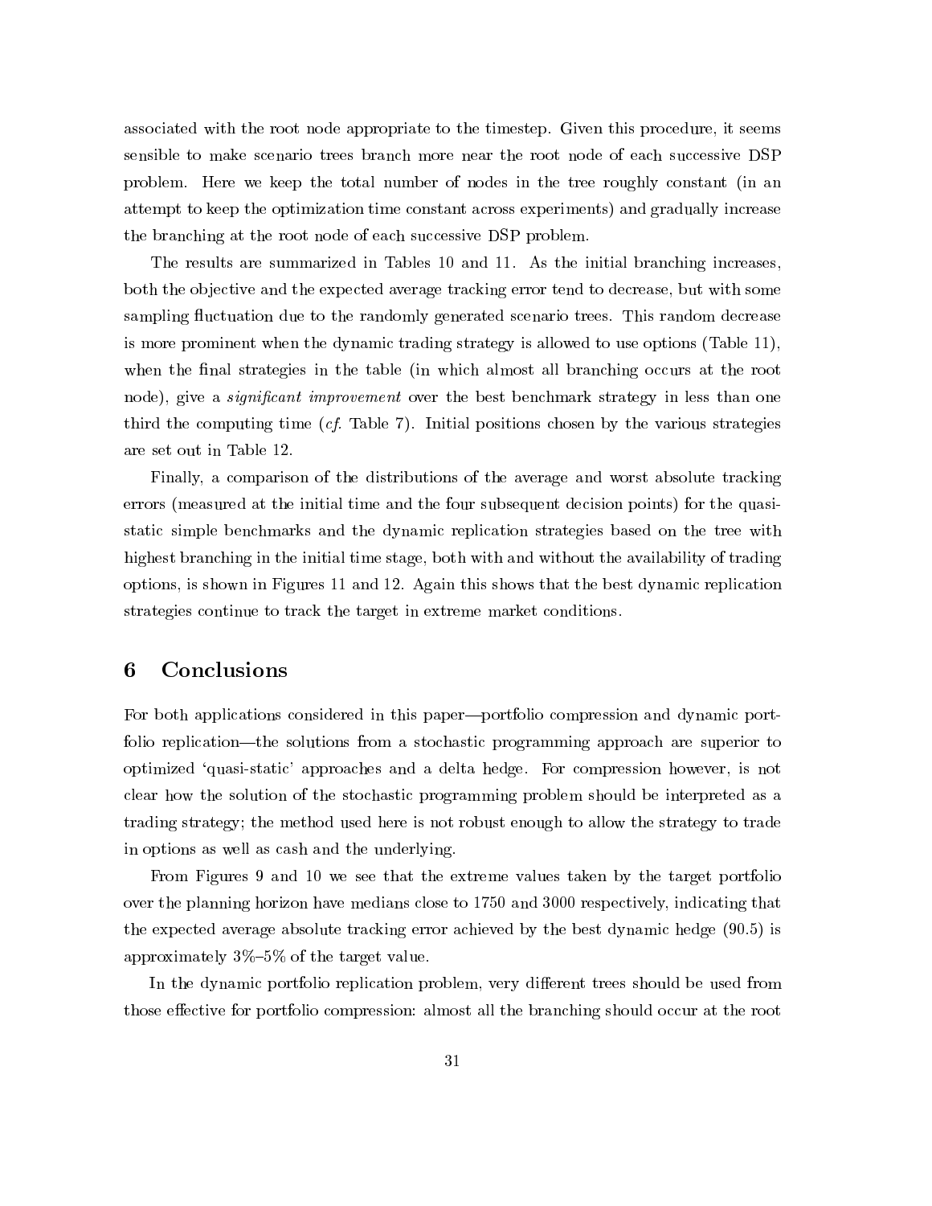associated with the root node appropriate to the timestep. Given this procedure, it seems sensible to make scenario trees branch more near the root node of each successive DSP problem. Here we keep the total number of nodes in the tree roughly constant (in an attempt to keep the optimization time constant across experiments) and gradually increase the branching at the root node of each successive DSP problem.

The results are summarized in Tables 10 and 11. As the initial branching increases, both the objective and the expected average tracking error tend to decrease, but with some sampling fluctuation due to the randomly generated scenario trees. This random decrease is more prominent when the dynamic trading strategy is allowed to use options (Table 11), when the final strategies in the table (in which almost all branching occurs at the root node), give a *significant improvement* over the best benchmark strategy in less than one third the computing time (*cf.* Table 7). Initial positions chosen by the various strategies are set out in Table 12.

Finally, a comparison of the distributions of the average and worst absolute tracking errors (measured at the initial time and the four subsequent decision points) for the quasi-static simple benchmarks and the dynamic replication strategies based on the tree with highest branching in the initial time stage, both with and without the availability of trading options, is shown in Figures 11 and 12. Again this shows that the best dynamic replication strategies continue to track the target in extreme market conditions.

## 6 Conclusions

For both applications considered in this paper—portfolio compression and dynamic portfolio replication—the solutions from a stochastic programming approach are superior to optimized 'quasi-static' approaches and a delta hedge. For compression however, is not clear how the solution of the stochastic programming problem should be interpreted as a trading strategy; the method used here is not robust enough to allow the strategy to trade in options as well as cash and the underlying.

From Figures 9 and 10 we see that the extreme values taken by the target portfolio over the planning horizon have medians close to 1750 and 3000 respectively, indicating that the expected average absolute tracking error achieved by the best dynamic hedge (90.5) is approximately 3%–5% of the target value.

In the dynamic portfolio replication problem, very different trees should be used from those effective for portfolio compression: almost all the branching should occur at the root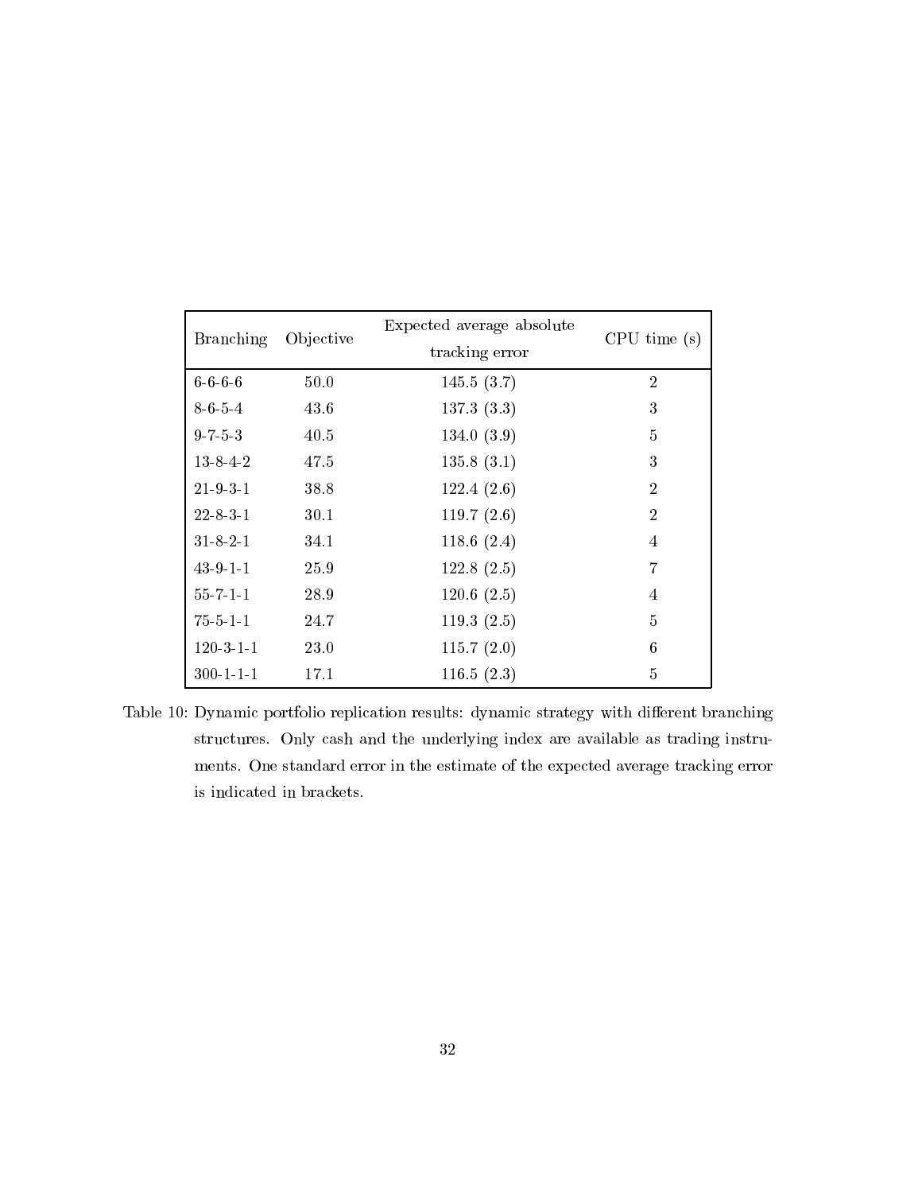| Branching | Objective | Expected average absolute tracking error | CPU time (s) |
|---|---|---|---|
| 6-6-6-6 | 50.0 | 145.5 (3.7) | 2 |
| 8-6-5-4 | 43.6 | 137.3 (3.3) | 3 |
| 9-7-5-3 | 40.5 | 134.0 (3.9) | 5 |
| 13-8-4-2 | 47.5 | 135.8 (3.1) | 3 |
| 21-9-3-1 | 38.8 | 122.4 (2.6) | 2 |
| 22-8-3-1 | 30.1 | 119.7 (2.6) | 2 |
| 31-8-2-1 | 34.1 | 118.6 (2.4) | 4 |
| 43-9-1-1 | 25.9 | 122.8 (2.5) | 7 |
| 55-7-1-1 | 28.9 | 120.6 (2.5) | 4 |
| 75-5-1-1 | 24.7 | 119.3 (2.5) | 5 |
| 120-3-1-1 | 23.0 | 115.7 (2.0) | 6 |
| 300-1-1-1 | 17.1 | 116.5 (2.3) | 5 |

Table 10: Dynamic portfolio replication results: dynamic strategy with different branching structures. Only cash and the underlying index are available as trading instruments. One standard error in the estimate of the expected average tracking error is indicated in brackets.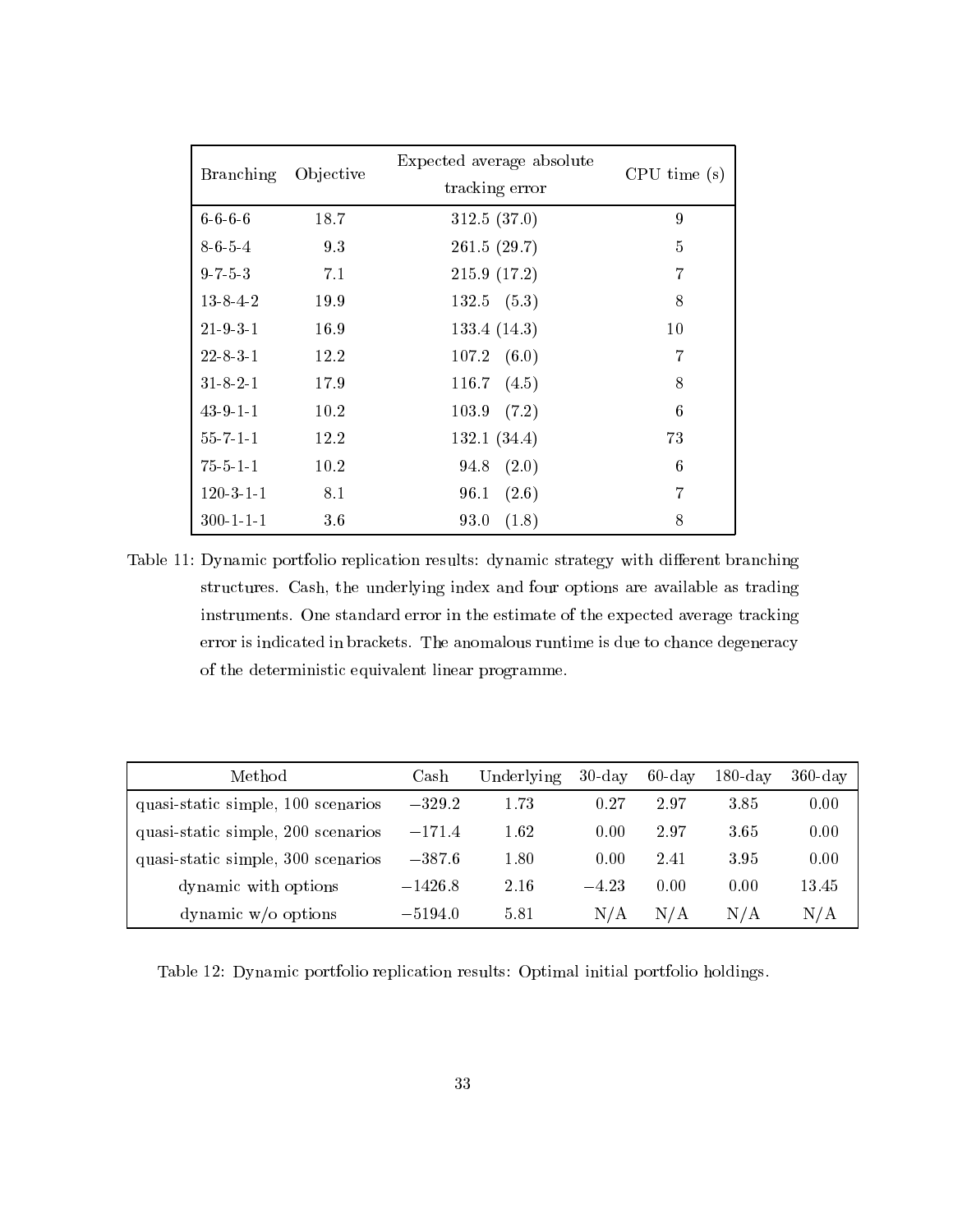| Branching | Objective | Expected average absolute tracking error | CPU time (s) |
|---|---|---|---|
| 6-6-6-6 | 18.7 | 312.5 (37.0) | 9 |
| 8-6-5-4 | 9.3 | 261.5 (29.7) | 5 |
| 9-7-5-3 | 7.1 | 215.9 (17.2) | 7 |
| 13-8-4-2 | 19.9 | 132.5 (5.3) | 8 |
| 21-9-3-1 | 16.9 | 133.4 (14.3) | 10 |
| 22-8-3-1 | 12.2 | 107.2 (6.0) | 7 |
| 31-8-2-1 | 17.9 | 116.7 (4.5) | 8 |
| 43-9-1-1 | 10.2 | 103.9 (7.2) | 6 |
| 55-7-1-1 | 12.2 | 132.1 (34.4) | 73 |
| 75-5-1-1 | 10.2 | 94.8 (2.0) | 6 |
| 120-3-1-1 | 8.1 | 96.1 (2.6) | 7 |
| 300-1-1-1 | 3.6 | 93.0 (1.8) | 8 |

Table 11: Dynamic portfolio replication results: dynamic strategy with different branching structures. Cash, the underlying index and four options are available as trading instruments. One standard error in the estimate of the expected average tracking error is indicated in brackets. The anomalous runtime is due to chance degeneracy of the deterministic equivalent linear programme.

| Method | Cash | Underlying | 30-day | 60-day | 180-day | 360-day |
|---|---|---|---|---|---|---|
| quasi-static simple, 100 scenarios | −329.2 | 1.73 | 0.27 | 2.97 | 3.85 | 0.00 |
| quasi-static simple, 200 scenarios | −171.4 | 1.62 | 0.00 | 2.97 | 3.65 | 0.00 |
| quasi-static simple, 300 scenarios | −387.6 | 1.80 | 0.00 | 2.41 | 3.95 | 0.00 |
| dynamic with options | −1426.8 | 2.16 | −4.23 | 0.00 | 0.00 | 13.45 |
| dynamic w/o options | −5194.0 | 5.81 | N/A | N/A | N/A | N/A |

Table 12: Dynamic portfolio replication results: Optimal initial portfolio holdings.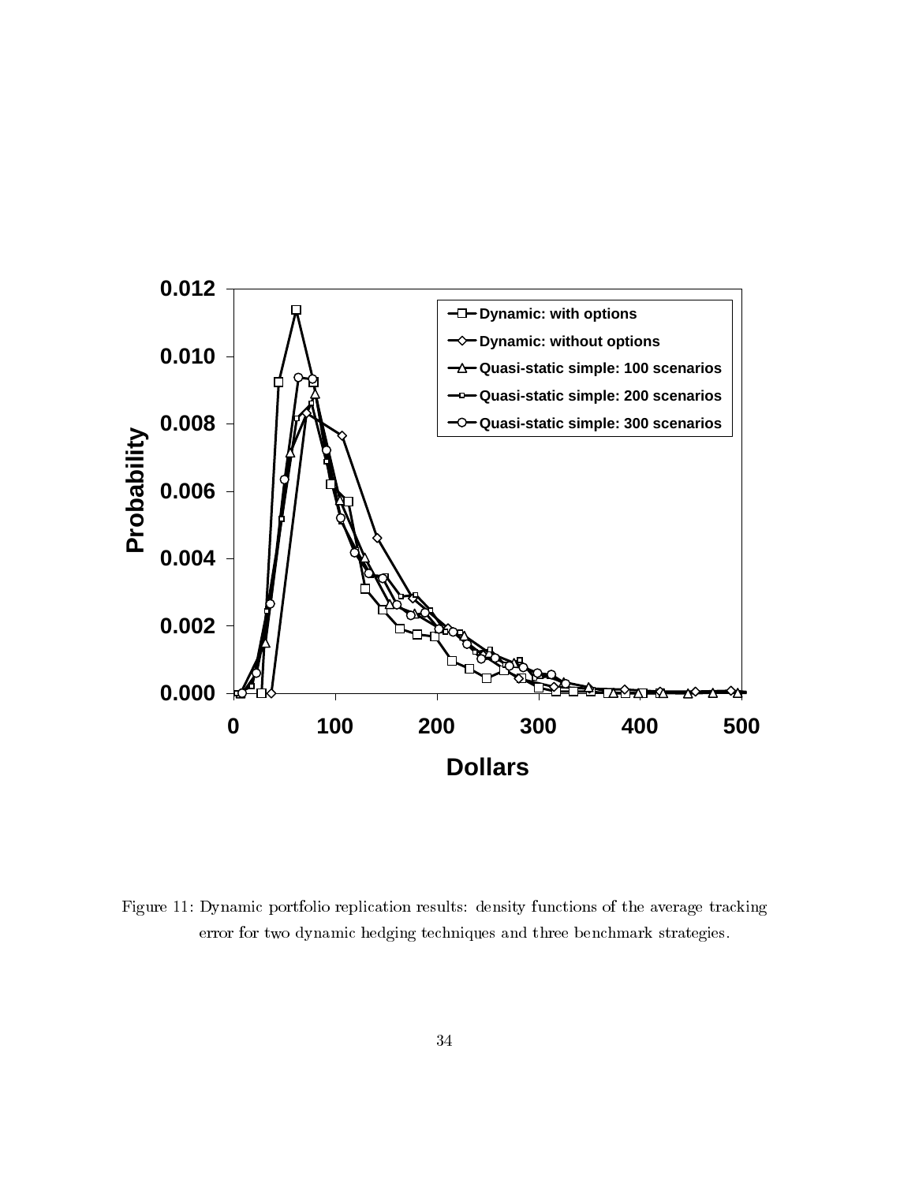Figure 11: Dynamic portfolio replication results: density functions of the average tracking error for two dynamic hedging techniques and three benchmark strategies.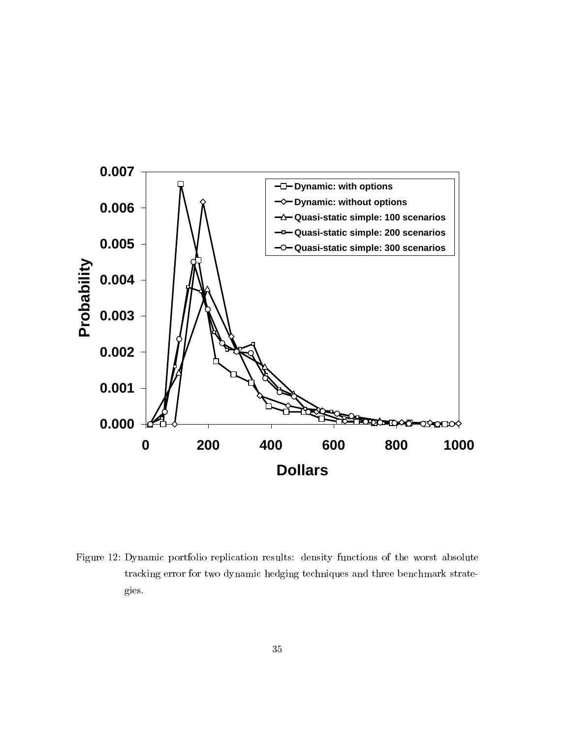Figure 12: Dynamic portfolio replication results: density functions of the worst absolute tracking error for two dynamic hedging techniques and three benchmark strategies.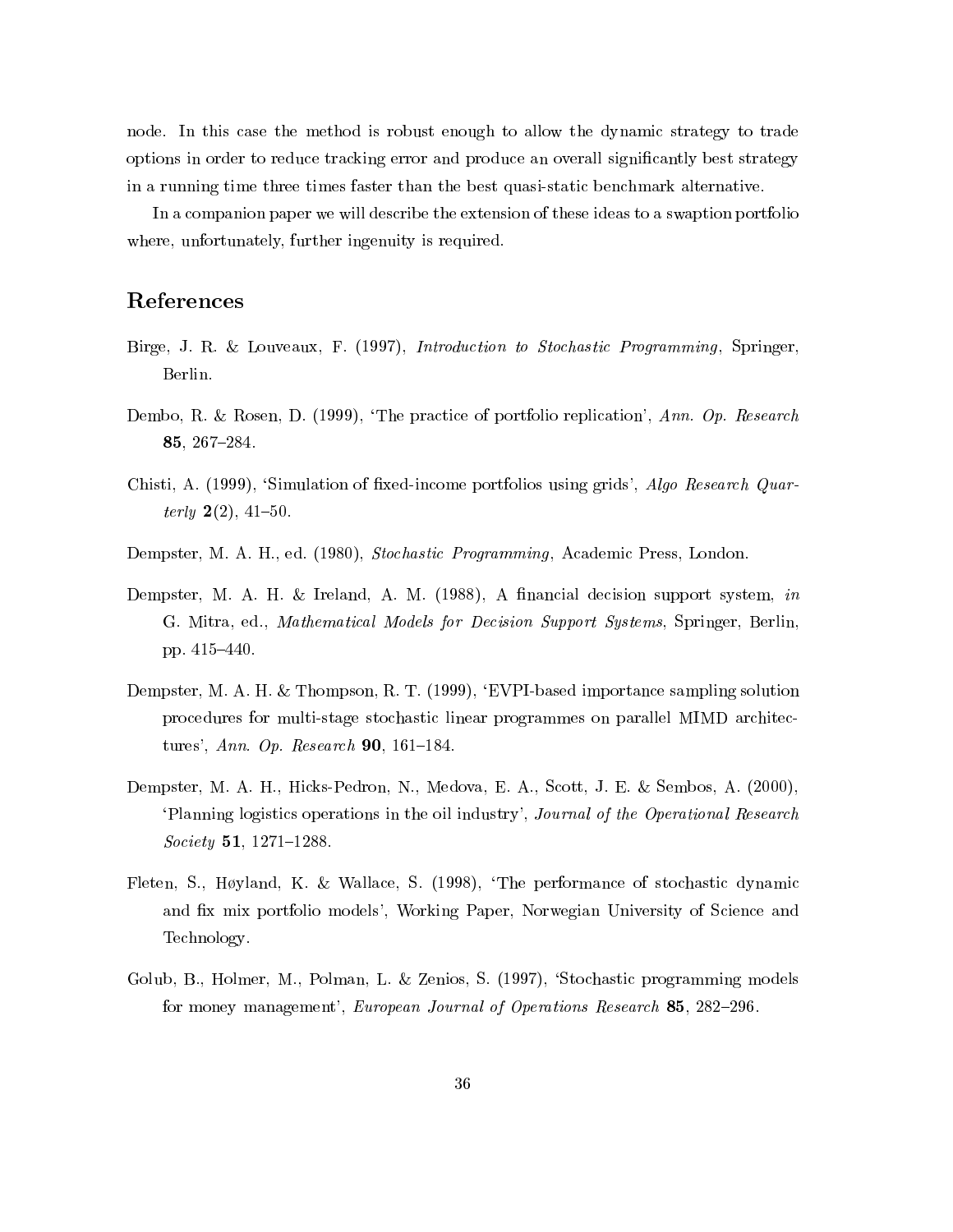node. In this case the method is robust enough to allow the dynamic strategy to trade options in order to reduce tracking error and produce an overall significantly best strategy in a running time three times faster than the best quasi-static benchmark alternative.

In a companion paper we will describe the extension of these ideas to a swaption portfolio where, unfortunately, further ingenuity is required.

# References

Birge, J. R. & Louveaux, F. (1997), *Introduction to Stochastic Programming*, Springer, Berlin.

Dembo, R. & Rosen, D. (1999), 'The practice of portfolio replication', *Ann. Op. Research* **85**, 267–284.

Chisti, A. (1999), 'Simulation of fixed-income portfolios using grids', *Algo Research Quarterly* **2**(2), 41–50.

Dempster, M. A. H., ed. (1980), *Stochastic Programming*, Academic Press, London.

Dempster, M. A. H. & Ireland, A. M. (1988), A financial decision support system, *in* G. Mitra, ed., *Mathematical Models for Decision Support Systems*, Springer, Berlin, pp. 415–440.

Dempster, M. A. H. & Thompson, R. T. (1999), 'EVPI-based importance sampling solution procedures for multi-stage stochastic linear programmes on parallel MIMD architectures', *Ann. Op. Research* **90**, 161–184.

Dempster, M. A. H., Hicks-Pedron, N., Medova, E. A., Scott, J. E. & Sembos, A. (2000), 'Planning logistics operations in the oil industry', *Journal of the Operational Research Society* **51**, 1271–1288.

Fleten, S., Høyland, K. & Wallace, S. (1998), 'The performance of stochastic dynamic and fix mix portfolio models', Working Paper, Norwegian University of Science and Technology.

Golub, B., Holmer, M., Polman, L. & Zenios, S. (1997), 'Stochastic programming models for money management', *European Journal of Operations Research* **85**, 282–296.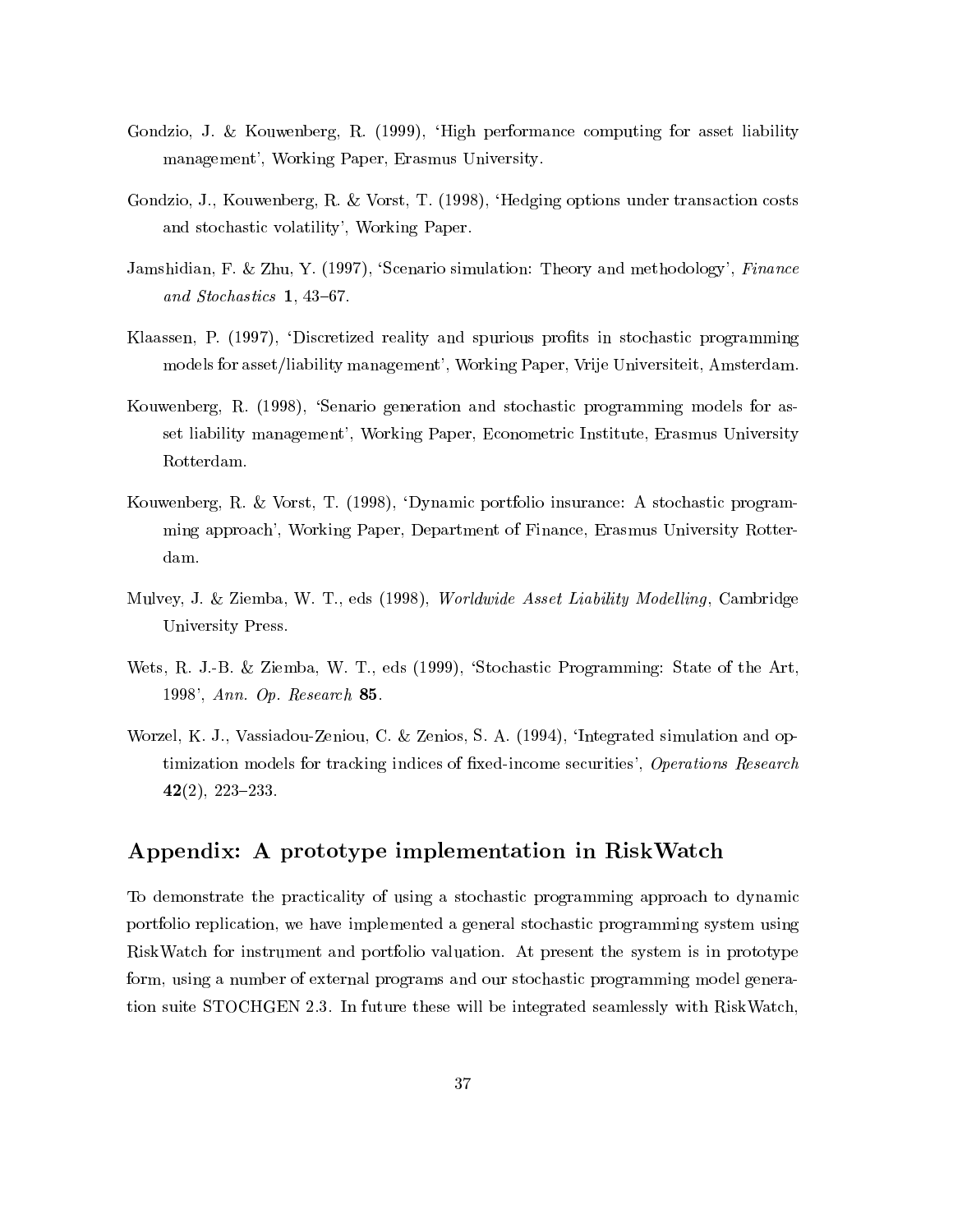Gondzio, J. & Kouwenberg, R. (1999), 'High performance computing for asset liability management', Working Paper, Erasmus University.

Gondzio, J., Kouwenberg, R. & Vorst, T. (1998), 'Hedging options under transaction costs and stochastic volatility', Working Paper.

Jamshidian, F. & Zhu, Y. (1997), 'Scenario simulation: Theory and methodology', *Finance and Stochastics* **1**, 43–67.

Klaassen, P. (1997), 'Discretized reality and spurious profits in stochastic programming models for asset/liability management', Working Paper, Vrije Universiteit, Amsterdam.

Kouwenberg, R. (1998), 'Senario generation and stochastic programming models for asset liability management', Working Paper, Econometric Institute, Erasmus University Rotterdam.

Kouwenberg, R. & Vorst, T. (1998), 'Dynamic portfolio insurance: A stochastic programming approach', Working Paper, Department of Finance, Erasmus University Rotterdam.

Mulvey, J. & Ziemba, W. T., eds (1998), *Worldwide Asset Liability Modelling*, Cambridge University Press.

Wets, R. J.-B. & Ziemba, W. T., eds (1999), 'Stochastic Programming: State of the Art, 1998', *Ann. Op. Research* **85**.

Worzel, K. J., Vassiadou-Zeniou, C. & Zenios, S. A. (1994), 'Integrated simulation and optimization models for tracking indices of fixed-income securities', *Operations Research* **42**(2), 223–233.

## Appendix: A prototype implementation in RiskWatch

To demonstrate the practicality of using a stochastic programming approach to dynamic portfolio replication, we have implemented a general stochastic programming system using RiskWatch for instrument and portfolio valuation. At present the system is in prototype form, using a number of external programs and our stochastic programming model generation suite STOCHGEN 2.3. In future these will be integrated seamlessly with RiskWatch,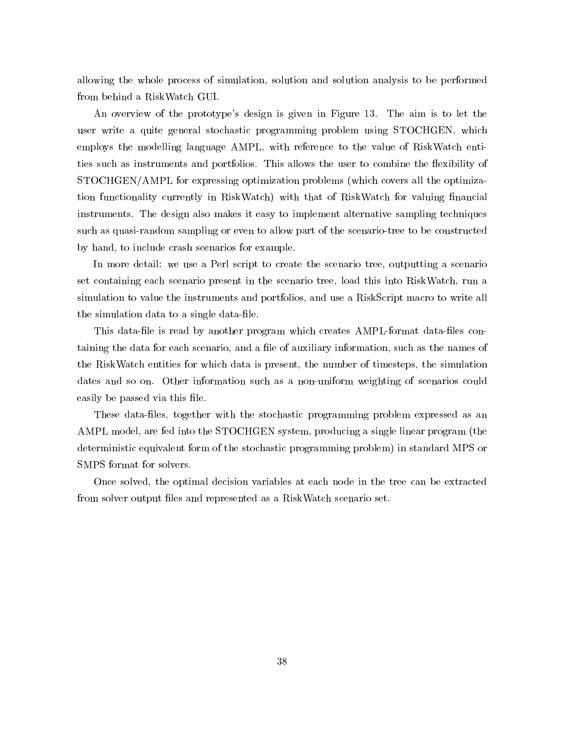allowing the whole process of simulation, solution and solution analysis to be performed from behind a RiskWatch GUI.

An overview of the prototype's design is given in Figure 13. The aim is to let the user write a quite general stochastic programming problem using STOCHGEN, which employs the modelling language AMPL, with reference to the value of RiskWatch entities such as instruments and portfolios. This allows the user to combine the flexibility of STOCHGEN/AMPL for expressing optimization problems (which covers all the optimization functionality currently in RiskWatch) with that of RiskWatch for valuing financial instruments. The design also makes it easy to implement alternative sampling techniques such as quasi-random sampling or even to allow part of the scenario-tree to be constructed by hand, to include crash scenarios for example.

In more detail: we use a Perl script to create the scenario tree, outputting a scenario set containing each scenario present in the scenario tree, load this into RiskWatch, run a simulation to value the instruments and portfolios, and use a RiskScript macro to write all the simulation data to a single data-file.

This data-file is read by another program which creates AMPL-format data-files containing the data for each scenario, and a file of auxiliary information, such as the names of the RiskWatch entities for which data is present, the number of timesteps, the simulation dates and so on. Other information such as a non-uniform weighting of scenarios could easily be passed via this file.

These data-files, together with the stochastic programming problem expressed as an AMPL model, are fed into the STOCHGEN system, producing a single linear program (the deterministic equivalent form of the stochastic programming problem) in standard MPS or SMPS format for solvers.

Once solved, the optimal decision variables at each node in the tree can be extracted from solver output files and represented as a RiskWatch scenario set.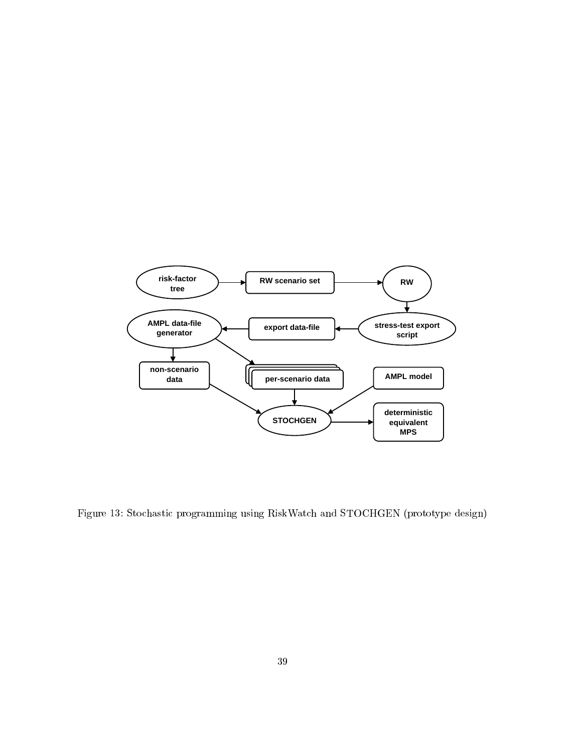risk-factor tree

RW scenario set

RW

AMPL data-file generator

export data-file

stress-test export script

non-scenario data

per-scenario data

AMPL model

STOCHGEN

deterministic equivalent MPS

Figure 13: Stochastic programming using RiskWatch and STOCHGEN (prototype design)